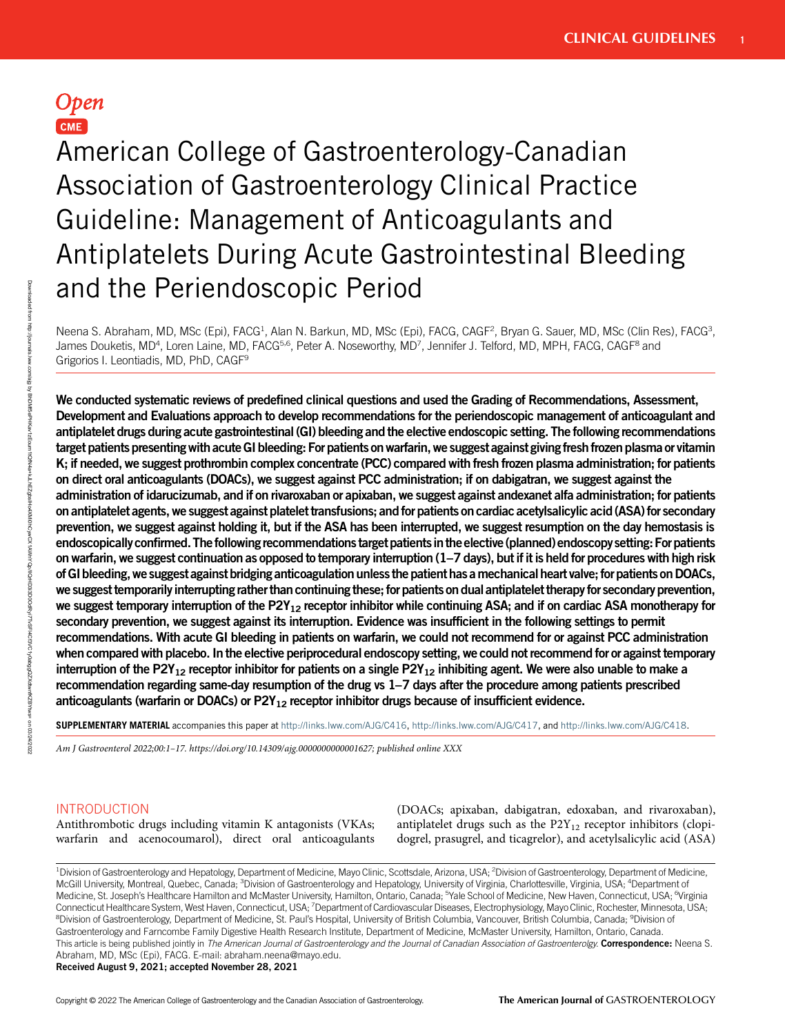*Open* **CME**

# American College of Gastroenterology-Canadian Association of Gastroenterology Clinical Practice Guideline: Management of Anticoagulants and Antiplatelets During Acute Gastrointestinal Bleeding and the Periendoscopic Period

Neena S. Abraham, MD, MSc (Epi), FACG[1], Alan N. Barkun, MD, MSc (Epi), FACG, CAGF[2], Bryan G. Sauer, MD, MSc (Clin Res), FACG[3], James Douketis, MD[4], Loren Laine, MD, FACG[5,6], Peter A. Noseworthy, MD[7], Jennifer J. Telford, MD, MPH, FACG, CAGF[8] and Grigorios I. Leontiadis, MD, PhD, CAGF[9]

**We conducted systematic reviews of predefined clinical questions and used the Grading of Recommendations, Assessment, Development and Evaluations approach to develop recommendations for the periendoscopic management of anticoagulant and antiplatelet drugs during acute gastrointestinal (GI) bleeding and the elective endoscopic setting. The following recommendations target patients presenting with acute GI bleeding: For patients on warfarin, we suggest against giving fresh frozen plasma or vitamin K; if needed, we suggest prothrombin complex concentrate (PCC) compared with fresh frozen plasma administration; for patients on direct oral anticoagulants (DOACs), we suggest against PCC administration; if on dabigatran, we suggest against the administration of idarucizumab, and if on rivaroxaban or apixaban, we suggest against andexanet alfa administration; for patients on antiplatelet agents, we suggest against platelet transfusions; and for patients on cardiac acetylsalicylic acid (ASA) for secondary prevention, we suggest against holding it, but if the ASA has been interrupted, we suggest resumption on the day hemostasis is endoscopically confirmed. The following recommendations target patients in the elective (planned) endoscopy setting: For patients on warfarin, we suggest continuation as opposed to temporary interruption (1–7 days), but if it is held for procedures with high risk of GI bleeding, we suggest against bridging anticoagulation unless the patient has a mechanical heart valve; for patients on DOACs, we suggest temporarily interrupting rather than continuing these; for patients on dual antiplatelet therapy for secondary prevention, we suggest temporary interruption of the $P2Y_{12}$ receptor inhibitor while continuing ASA; and if on cardiac ASA monotherapy for secondary prevention, we suggest against its interruption. Evidence was insufficient in the following settings to permit recommendations. With acute GI bleeding in patients on warfarin, we could not recommend for or against PCC administration when compared with placebo. In the elective periprocedural endoscopy setting, we could not recommend for or against temporary interruption of the $P2Y_{12}$ receptor inhibitor for patients on a single $P2Y_{12}$ inhibiting agent. We were also unable to make a recommendation regarding same-day resumption of the drug vs 1–7 days after the procedure among patients prescribed anticoagulants (warfarin or DOACs) or $P2Y_{12}$ receptor inhibitor drugs because of insufficient evidence.**

**SUPPLEMENTARY MATERIAL** accompanies this paper at http://links.lww.com/AJG/C416, http://links.lww.com/AJG/C417, and http://links.lww.com/AJG/C418.

*Am J Gastroenterol 2022;00:1–17. https://doi.org/10.14309/ajg.0000000000001627; published online XXX*

## INTRODUCTION

Antithrombotic drugs including vitamin K antagonists (VKAs; warfarin and acenocoumarol), direct oral anticoagulants (DOACs; apixaban, dabigatran, edoxaban, and rivaroxaban), antiplatelet drugs such as the $P2Y_{12}$ receptor inhibitors (clopidogrel, prasugrel, and ticagrelor), and acetylsalicylic acid (ASA)

[1]Division of Gastroenterology and Hepatology, Department of Medicine, Mayo Clinic, Scottsdale, Arizona, USA; [2]Division of Gastroenterology, Department of Medicine, McGill University, Montreal, Quebec, Canada; [3]Division of Gastroenterology and Hepatology, University of Virginia, Charlottesville, Virginia, USA; [4]Department of Medicine, St. Joseph's Healthcare Hamilton and McMaster University, Hamilton, Ontario, Canada; [5]Yale School of Medicine, New Haven, Connecticut, USA; [6]Virginia Connecticut Healthcare System, West Haven, Connecticut, USA; [7]Department of Cardiovascular Diseases, Electrophysiology, Mayo Clinic, Rochester, Minnesota, USA; [8]Division of Gastroenterology, Department of Medicine, St. Paul's Hospital, University of British Columbia, Vancouver, British Columbia, Canada; [9]Division of Gastroenterology and Farncombe Family Digestive Health Research Institute, Department of Medicine, McMaster University, Hamilton, Ontario, Canada.
This article is being published jointly in *The American Journal of Gastroenterology and the Journal of Canadian Association of Gastroenterology.* **Correspondence:** Neena S. Abraham, MD, MSc (Epi), FACG. E-mail: abraham.neena@mayo.edu.
**Received August 9, 2021; accepted November 28, 2021**

Copyright © 2022 The American College of Gastroenterology and the Canadian Association of Gastroenterology.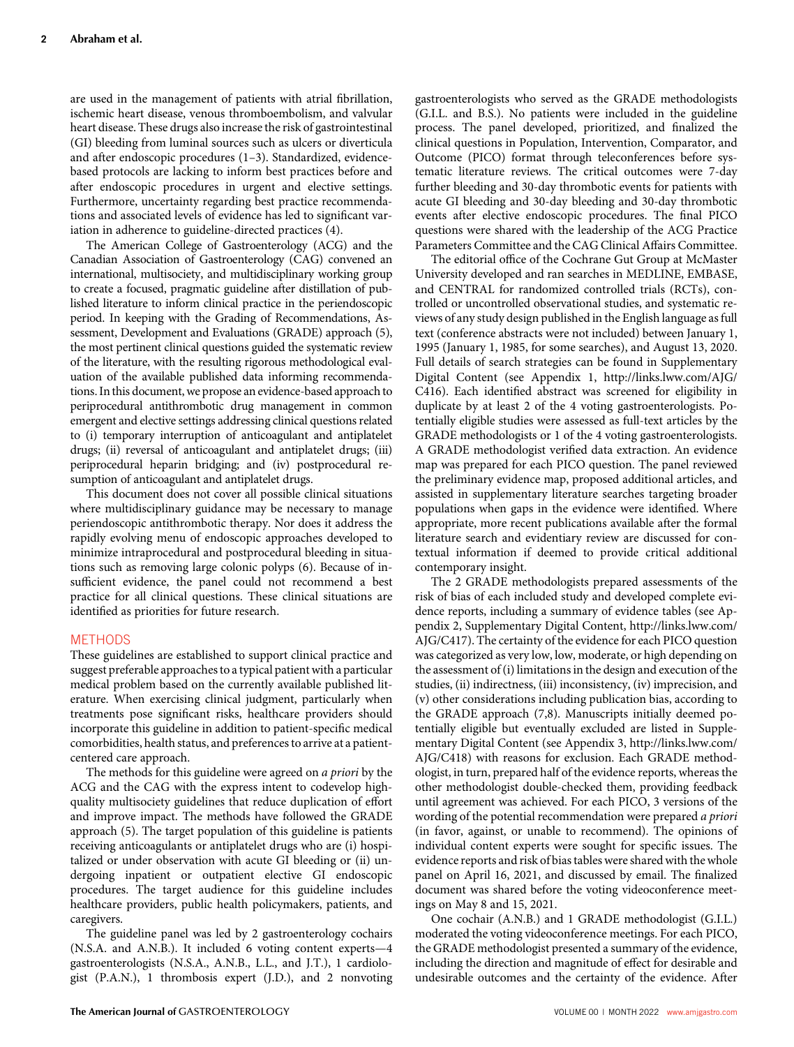are used in the management of patients with atrial fibrillation, ischemic heart disease, venous thromboembolism, and valvular heart disease. These drugs also increase the risk of gastrointestinal (GI) bleeding from luminal sources such as ulcers or diverticula and after endoscopic procedures (1–3). Standardized, evidence-based protocols are lacking to inform best practices before and after endoscopic procedures in urgent and elective settings. Furthermore, uncertainty regarding best practice recommendations and associated levels of evidence has led to significant variation in adherence to guideline-directed practices (4).

The American College of Gastroenterology (ACG) and the Canadian Association of Gastroenterology (CAG) convened an international, multisociety, and multidisciplinary working group to create a focused, pragmatic guideline after distillation of published literature to inform clinical practice in the periendoscopic period. In keeping with the Grading of Recommendations, Assessment, Development and Evaluations (GRADE) approach (5), the most pertinent clinical questions guided the systematic review of the literature, with the resulting rigorous methodological evaluation of the available published data informing recommendations. In this document, we propose an evidence-based approach to periprocedural antithrombotic drug management in common emergent and elective settings addressing clinical questions related to (i) temporary interruption of anticoagulant and antiplatelet drugs; (ii) reversal of anticoagulant and antiplatelet drugs; (iii) periprocedural heparin bridging; and (iv) postprocedural resumption of anticoagulant and antiplatelet drugs.

This document does not cover all possible clinical situations where multidisciplinary guidance may be necessary to manage periendoscopic antithrombotic therapy. Nor does it address the rapidly evolving menu of endoscopic approaches developed to minimize intraprocedural and postprocedural bleeding in situations such as removing large colonic polyps (6). Because of insufficient evidence, the panel could not recommend a best practice for all clinical questions. These clinical situations are identified as priorities for future research.

## METHODS

These guidelines are established to support clinical practice and suggest preferable approaches to a typical patient with a particular medical problem based on the currently available published literature. When exercising clinical judgment, particularly when treatments pose significant risks, healthcare providers should incorporate this guideline in addition to patient-specific medical comorbidities, health status, and preferences to arrive at a patient-centered care approach.

The methods for this guideline were agreed on *a priori* by the ACG and the CAG with the express intent to codevelop high-quality multisociety guidelines that reduce duplication of effort and improve impact. The methods have followed the GRADE approach (5). The target population of this guideline is patients receiving anticoagulants or antiplatelet drugs who are (i) hospitalized or under observation with acute GI bleeding or (ii) undergoing inpatient or outpatient elective GI endoscopic procedures. The target audience for this guideline includes healthcare providers, public health policymakers, patients, and caregivers.

The guideline panel was led by 2 gastroenterology cochairs (N.S.A. and A.N.B.). It included 6 voting content experts—4 gastroenterologists (N.S.A., A.N.B., L.L., and J.T.), 1 cardiologist (P.A.N.), 1 thrombosis expert (J.D.), and 2 nonvoting gastroenterologists who served as the GRADE methodologists (G.I.L. and B.S.). No patients were included in the guideline process. The panel developed, prioritized, and finalized the clinical questions in Population, Intervention, Comparator, and Outcome (PICO) format through teleconferences before systematic literature reviews. The critical outcomes were 7-day further bleeding and 30-day thrombotic events for patients with acute GI bleeding and 30-day bleeding and 30-day thrombotic events after elective endoscopic procedures. The final PICO questions were shared with the leadership of the ACG Practice Parameters Committee and the CAG Clinical Affairs Committee.

The editorial office of the Cochrane Gut Group at McMaster University developed and ran searches in MEDLINE, EMBASE, and CENTRAL for randomized controlled trials (RCTs), controlled or uncontrolled observational studies, and systematic reviews of any study design published in the English language as full text (conference abstracts were not included) between January 1, 1995 (January 1, 1985, for some searches), and August 13, 2020. Full details of search strategies can be found in Supplementary Digital Content (see Appendix 1, http://links.lww.com/AJG/C416). Each identified abstract was screened for eligibility in duplicate by at least 2 of the 4 voting gastroenterologists. Potentially eligible studies were assessed as full-text articles by the GRADE methodologists or 1 of the 4 voting gastroenterologists. A GRADE methodologist verified data extraction. An evidence map was prepared for each PICO question. The panel reviewed the preliminary evidence map, proposed additional articles, and assisted in supplementary literature searches targeting broader populations when gaps in the evidence were identified. Where appropriate, more recent publications available after the formal literature search and evidentiary review are discussed for contextual information if deemed to provide critical additional contemporary insight.

The 2 GRADE methodologists prepared assessments of the risk of bias of each included study and developed complete evidence reports, including a summary of evidence tables (see Appendix 2, Supplementary Digital Content, http://links.lww.com/AJG/C417). The certainty of the evidence for each PICO question was categorized as very low, low, moderate, or high depending on the assessment of (i) limitations in the design and execution of the studies, (ii) indirectness, (iii) inconsistency, (iv) imprecision, and (v) other considerations including publication bias, according to the GRADE approach (7,8). Manuscripts initially deemed potentially eligible but eventually excluded are listed in Supplementary Digital Content (see Appendix 3, http://links.lww.com/AJG/C418) with reasons for exclusion. Each GRADE methodologist, in turn, prepared half of the evidence reports, whereas the other methodologist double-checked them, providing feedback until agreement was achieved. For each PICO, 3 versions of the wording of the potential recommendation were prepared *a priori* (in favor, against, or unable to recommend). The opinions of individual content experts were sought for specific issues. The evidence reports and risk of bias tables were shared with the whole panel on April 16, 2021, and discussed by email. The finalized document was shared before the voting videoconference meetings on May 8 and 15, 2021.

One cochair (A.N.B.) and 1 GRADE methodologist (G.I.L.) moderated the voting videoconference meetings. For each PICO, the GRADE methodologist presented a summary of the evidence, including the direction and magnitude of effect for desirable and undesirable outcomes and the certainty of the evidence. After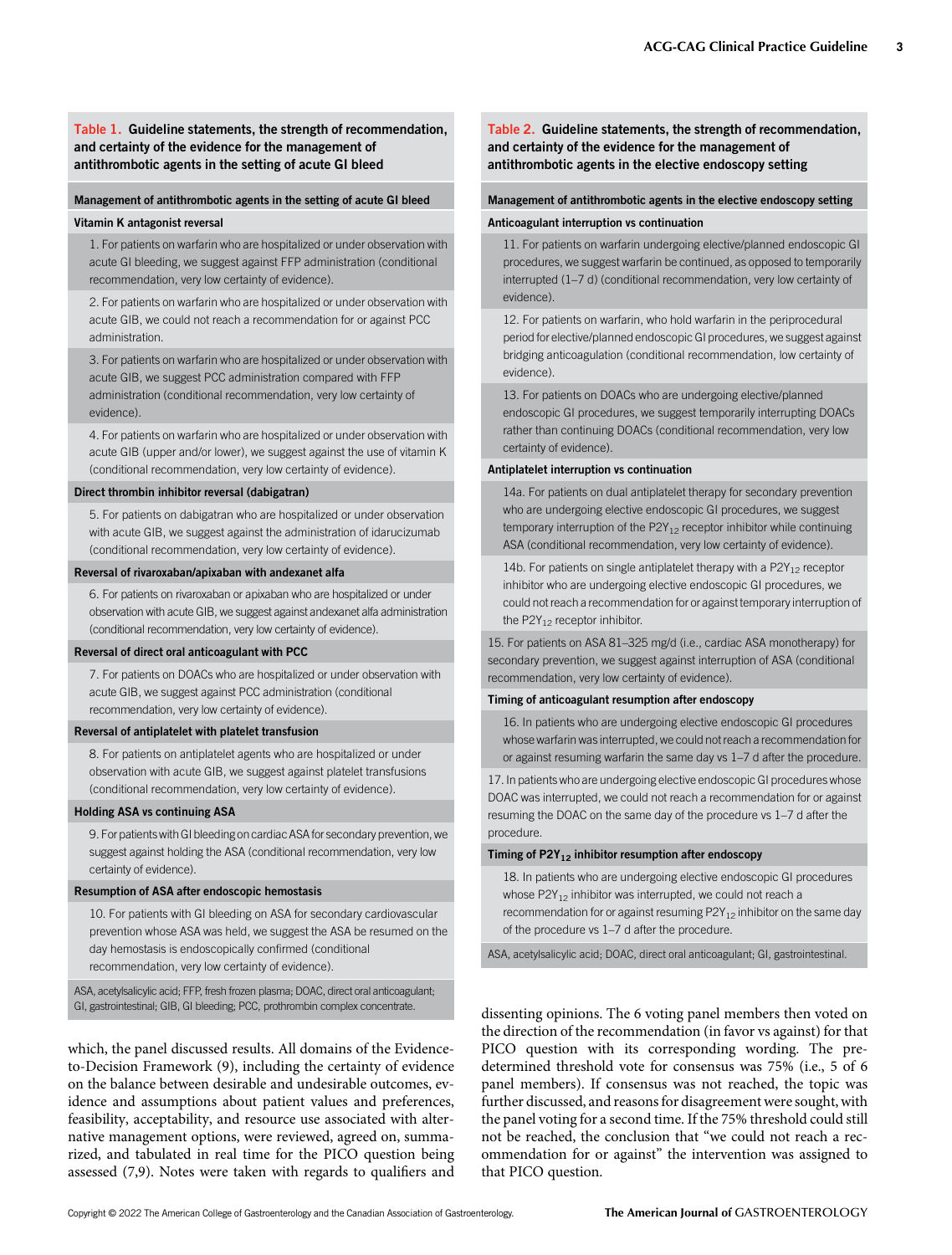**Table 1. Guideline statements, the strength of recommendation, and certainty of the evidence for the management of antithrombotic agents in the setting of acute GI bleed**

| Management of antithrombotic agents in the setting of acute GI bleed |
| --- |
| **Vitamin K antagonist reversal** |
| 1. For patients on warfarin who are hospitalized or under observation with acute GI bleeding, we suggest against FFP administration (conditional recommendation, very low certainty of evidence). |
| 2. For patients on warfarin who are hospitalized or under observation with acute GIB, we could not reach a recommendation for or against PCC administration. |
| 3. For patients on warfarin who are hospitalized or under observation with acute GIB, we suggest PCC administration compared with FFP administration (conditional recommendation, very low certainty of evidence). |
| 4. For patients on warfarin who are hospitalized or under observation with acute GIB (upper and/or lower), we suggest against the use of vitamin K (conditional recommendation, very low certainty of evidence). |
| **Direct thrombin inhibitor reversal (dabigatran)** |
| 5. For patients on dabigatran who are hospitalized or under observation with acute GIB, we suggest against the administration of idarucizumab (conditional recommendation, very low certainty of evidence). |
| **Reversal of rivaroxaban/apixaban with andexanet alfa** |
| 6. For patients on rivaroxaban or apixaban who are hospitalized or under observation with acute GIB, we suggest against andexanet alfa administration (conditional recommendation, very low certainty of evidence). |
| **Reversal of direct oral anticoagulant with PCC** |
| 7. For patients on DOACs who are hospitalized or under observation with acute GIB, we suggest against PCC administration (conditional recommendation, very low certainty of evidence). |
| **Reversal of antiplatelet with platelet transfusion** |
| 8. For patients on antiplatelet agents who are hospitalized or under observation with acute GIB, we suggest against platelet transfusions (conditional recommendation, very low certainty of evidence). |
| **Holding ASA vs continuing ASA** |
| 9. For patients with GI bleeding on cardiac ASA for secondary prevention, we suggest against holding the ASA (conditional recommendation, very low certainty of evidence). |
| **Resumption of ASA after endoscopic hemostasis** |
| 10. For patients with GI bleeding on ASA for secondary cardiovascular prevention whose ASA was held, we suggest the ASA be resumed on the day hemostasis is endoscopically confirmed (conditional recommendation, very low certainty of evidence). |

ASA, acetylsalicylic acid; FFP, fresh frozen plasma; DOAC, direct oral anticoagulant; GI, gastrointestinal; GIB, GI bleeding; PCC, prothrombin complex concentrate.

which, the panel discussed results. All domains of the Evidence-to-Decision Framework (9), including the certainty of evidence on the balance between desirable and undesirable outcomes, evidence and assumptions about patient values and preferences, feasibility, acceptability, and resource use associated with alternative management options, were reviewed, agreed on, summarized, and tabulated in real time for the PICO question being assessed (7,9). Notes were taken with regards to qualifiers and dissenting opinions. The 6 voting panel members then voted on the direction of the recommendation (in favor vs against) for that PICO question with its corresponding wording. The predetermined threshold vote for consensus was 75% (i.e., 5 of 6 panel members). If consensus was not reached, the topic was further discussed, and reasons for disagreement were sought, with the panel voting for a second time. If the 75% threshold could still not be reached, the conclusion that "we could not reach a recommendation for or against" the intervention was assigned to that PICO question.

**Table 2. Guideline statements, the strength of recommendation, and certainty of the evidence for the management of antithrombotic agents in the elective endoscopy setting**

| Management of antithrombotic agents in the elective endoscopy setting |
| --- |
| **Anticoagulant interruption vs continuation** |
| 11. For patients on warfarin undergoing elective/planned endoscopic GI procedures, we suggest warfarin be continued, as opposed to temporarily interrupted (1–7 d) (conditional recommendation, very low certainty of evidence). |
| 12. For patients on warfarin, who hold warfarin in the periprocedural period for elective/planned endoscopic GI procedures, we suggest against bridging anticoagulation (conditional recommendation, low certainty of evidence). |
| 13. For patients on DOACs who are undergoing elective/planned endoscopic GI procedures, we suggest temporarily interrupting DOACs rather than continuing DOACs (conditional recommendation, very low certainty of evidence). |
| **Antiplatelet interruption vs continuation** |
| 14a. For patients on dual antiplatelet therapy for secondary prevention who are undergoing elective endoscopic GI procedures, we suggest temporary interruption of the $P2Y_{12}$ receptor inhibitor while continuing ASA (conditional recommendation, very low certainty of evidence). |
| 14b. For patients on single antiplatelet therapy with a $P2Y_{12}$ receptor inhibitor who are undergoing elective endoscopic GI procedures, we could not reach a recommendation for or against temporary interruption of the $P2Y_{12}$ receptor inhibitor. |
| 15. For patients on ASA 81–325 mg/d (i.e., cardiac ASA monotherapy) for secondary prevention, we suggest against interruption of ASA (conditional recommendation, very low certainty of evidence). |
| **Timing of anticoagulant resumption after endoscopy** |
| 16. In patients who are undergoing elective endoscopic GI procedures whose warfarin was interrupted, we could not reach a recommendation for or against resuming warfarin the same day vs 1–7 d after the procedure. |
| 17. In patients who are undergoing elective endoscopic GI procedures whose DOAC was interrupted, we could not reach a recommendation for or against resuming the DOAC on the same day of the procedure vs 1–7 d after the procedure. |
| **Timing of $P2Y_{12}$ inhibitor resumption after endoscopy** |
| 18. In patients who are undergoing elective endoscopic GI procedures whose $P2Y_{12}$ inhibitor was interrupted, we could not reach a recommendation for or against resuming $P2Y_{12}$ inhibitor on the same day of the procedure vs 1–7 d after the procedure. |

ASA, acetylsalicylic acid; DOAC, direct oral anticoagulant; GI, gastrointestinal.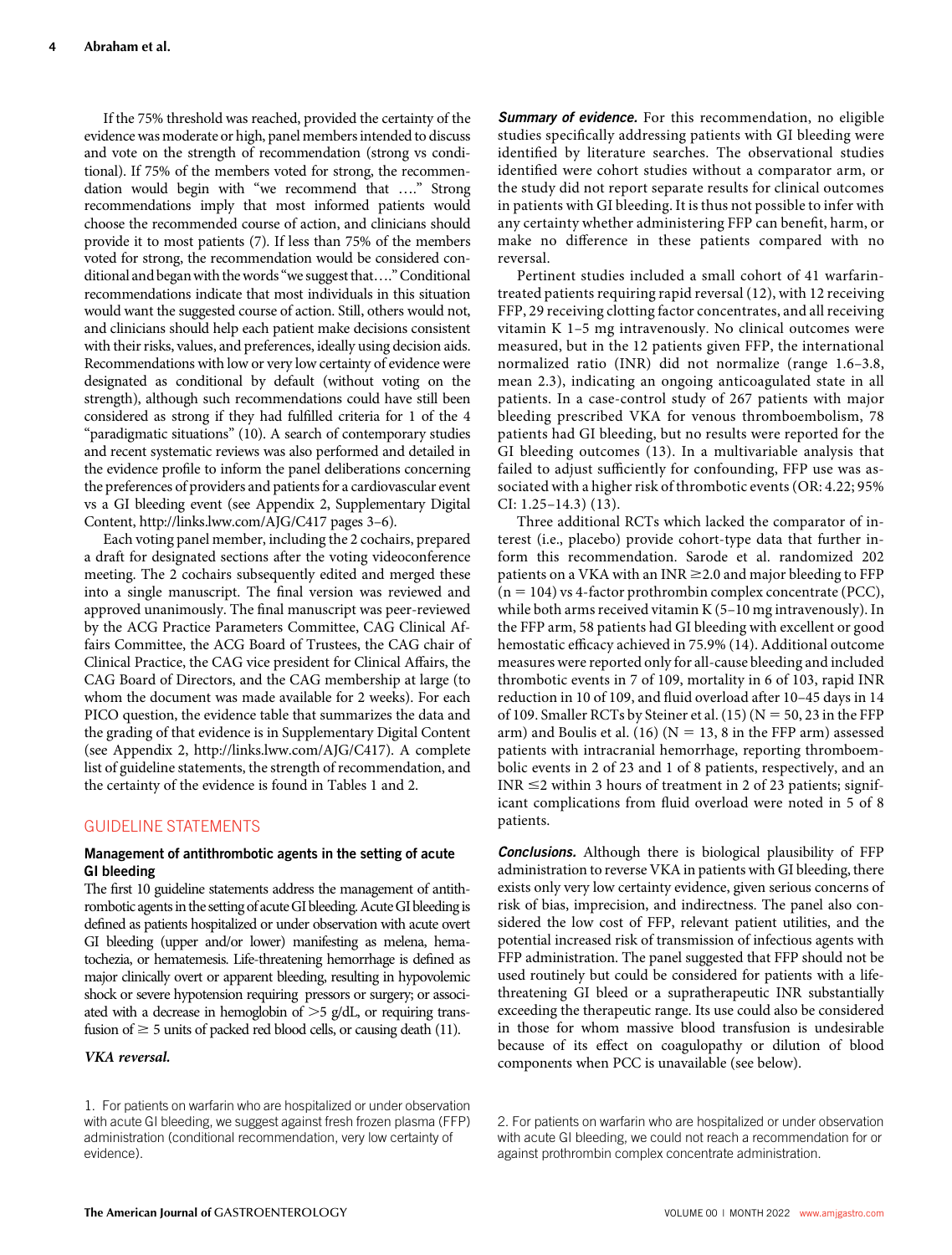If the 75% threshold was reached, provided the certainty of the evidence was moderate or high, panel members intended to discuss and vote on the strength of recommendation (strong vs conditional). If 75% of the members voted for strong, the recommendation would begin with "we recommend that …." Strong recommendations imply that most informed patients would choose the recommended course of action, and clinicians should provide it to most patients (7). If less than 75% of the members voted for strong, the recommendation would be considered conditional and began with the words "we suggest that…." Conditional recommendations indicate that most individuals in this situation would want the suggested course of action. Still, others would not, and clinicians should help each patient make decisions consistent with their risks, values, and preferences, ideally using decision aids. Recommendations with low or very low certainty of evidence were designated as conditional by default (without voting on the strength), although such recommendations could have still been considered as strong if they had fulfilled criteria for 1 of the 4 "paradigmatic situations" (10). A search of contemporary studies and recent systematic reviews was also performed and detailed in the evidence profile to inform the panel deliberations concerning the preferences of providers and patients for a cardiovascular event vs a GI bleeding event (see Appendix 2, Supplementary Digital Content, http://links.lww.com/AJG/C417 pages 3–6).

Each voting panel member, including the 2 cochairs, prepared a draft for designated sections after the voting videoconference meeting. The 2 cochairs subsequently edited and merged these into a single manuscript. The final version was reviewed and approved unanimously. The final manuscript was peer-reviewed by the ACG Practice Parameters Committee, CAG Clinical Affairs Committee, the ACG Board of Trustees, the CAG chair of Clinical Practice, the CAG vice president for Clinical Affairs, the CAG Board of Directors, and the CAG membership at large (to whom the document was made available for 2 weeks). For each PICO question, the evidence table that summarizes the data and the grading of that evidence is in Supplementary Digital Content (see Appendix 2, http://links.lww.com/AJG/C417). A complete list of guideline statements, the strength of recommendation, and the certainty of the evidence is found in Tables 1 and 2.

## GUIDELINE STATEMENTS

### Management of antithrombotic agents in the setting of acute GI bleeding

The first 10 guideline statements address the management of antithrombotic agents in the setting of acute GI bleeding. Acute GI bleeding is defined as patients hospitalized or under observation with acute overt GI bleeding (upper and/or lower) manifesting as melena, hematochezia, or hematemesis. Life-threatening hemorrhage is defined as major clinically overt or apparent bleeding, resulting in hypovolemic shock or severe hypotension requiring pressors or surgery; or associated with a decrease in hemoglobin of >5 g/dL, or requiring transfusion of ≥ 5 units of packed red blood cells, or causing death (11).

#### *VKA reversal.*

1. For patients on warfarin who are hospitalized or under observation with acute GI bleeding, we suggest against fresh frozen plasma (FFP) administration (conditional recommendation, very low certainty of evidence).

***Summary of evidence.*** For this recommendation, no eligible studies specifically addressing patients with GI bleeding were identified by literature searches. The observational studies identified were cohort studies without a comparator arm, or the study did not report separate results for clinical outcomes in patients with GI bleeding. It is thus not possible to infer with any certainty whether administering FFP can benefit, harm, or make no difference in these patients compared with no reversal.

Pertinent studies included a small cohort of 41 warfarin-treated patients requiring rapid reversal (12), with 12 receiving FFP, 29 receiving clotting factor concentrates, and all receiving vitamin K 1–5 mg intravenously. No clinical outcomes were measured, but in the 12 patients given FFP, the international normalized ratio (INR) did not normalize (range 1.6–3.8, mean 2.3), indicating an ongoing anticoagulated state in all patients. In a case-control study of 267 patients with major bleeding prescribed VKA for venous thromboembolism, 78 patients had GI bleeding, but no results were reported for the GI bleeding outcomes (13). In a multivariable analysis that failed to adjust sufficiently for confounding, FFP use was associated with a higher risk of thrombotic events (OR: 4.22; 95% CI: 1.25–14.3) (13).

Three additional RCTs which lacked the comparator of interest (i.e., placebo) provide cohort-type data that further inform this recommendation. Sarode et al. randomized 202 patients on a VKA with an INR ≥2.0 and major bleeding to FFP (n = 104) vs 4-factor prothrombin complex concentrate (PCC), while both arms received vitamin K (5–10 mg intravenously). In the FFP arm, 58 patients had GI bleeding with excellent or good hemostatic efficacy achieved in 75.9% (14). Additional outcome measures were reported only for all-cause bleeding and included thrombotic events in 7 of 109, mortality in 6 of 103, rapid INR reduction in 10 of 109, and fluid overload after 10–45 days in 14 of 109. Smaller RCTs by Steiner et al. (15) (N = 50, 23 in the FFP arm) and Boulis et al. (16) (N = 13, 8 in the FFP arm) assessed patients with intracranial hemorrhage, reporting thromboembolic events in 2 of 23 and 1 of 8 patients, respectively, and an INR ≤2 within 3 hours of treatment in 2 of 23 patients; significant complications from fluid overload were noted in 5 of 8 patients.

***Conclusions.*** Although there is biological plausibility of FFP administration to reverse VKA in patients with GI bleeding, there exists only very low certainty evidence, given serious concerns of risk of bias, imprecision, and indirectness. The panel also considered the low cost of FFP, relevant patient utilities, and the potential increased risk of transmission of infectious agents with FFP administration. The panel suggested that FFP should not be used routinely but could be considered for patients with a life-threatening GI bleed or a supratherapeutic INR substantially exceeding the therapeutic range. Its use could also be considered in those for whom massive blood transfusion is undesirable because of its effect on coagulopathy or dilution of blood components when PCC is unavailable (see below).

2. For patients on warfarin who are hospitalized or under observation with acute GI bleeding, we could not reach a recommendation for or against prothrombin complex concentrate administration.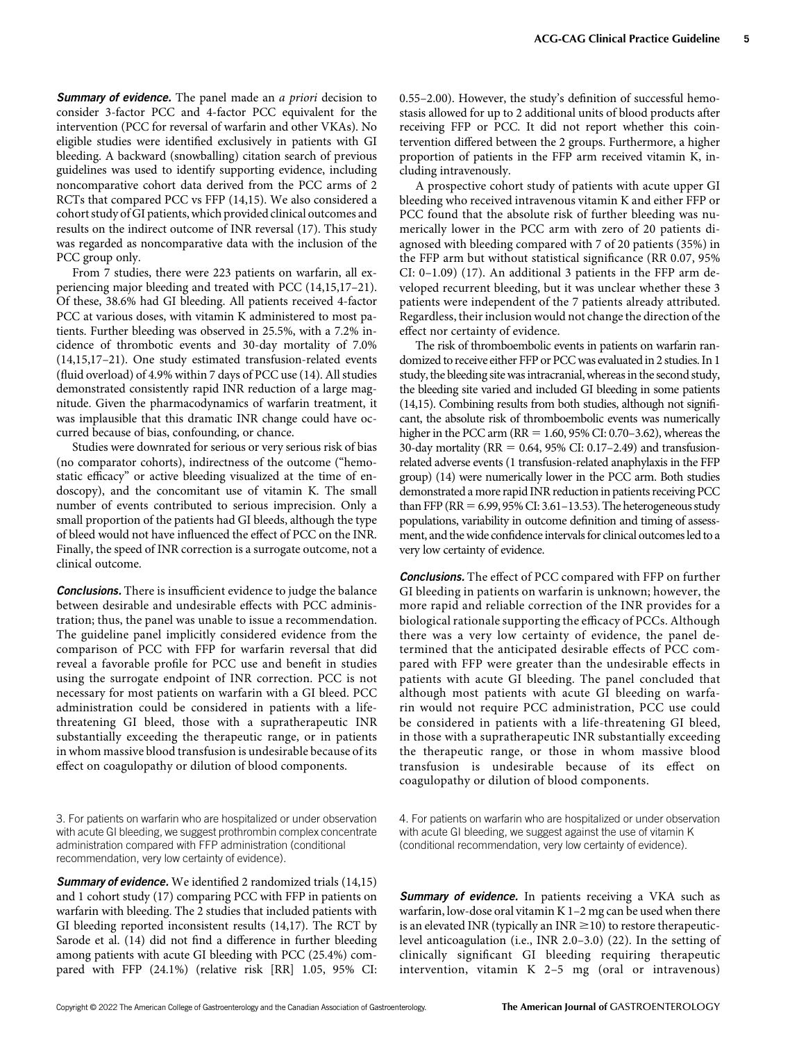***Summary of evidence.*** The panel made an *a priori* decision to consider 3-factor PCC and 4-factor PCC equivalent for the intervention (PCC for reversal of warfarin and other VKAs). No eligible studies were identified exclusively in patients with GI bleeding. A backward (snowballing) citation search of previous guidelines was used to identify supporting evidence, including noncomparative cohort data derived from the PCC arms of 2 RCTs that compared PCC vs FFP (14,15). We also considered a cohort study of GI patients, which provided clinical outcomes and results on the indirect outcome of INR reversal (17). This study was regarded as noncomparative data with the inclusion of the PCC group only.

From 7 studies, there were 223 patients on warfarin, all experiencing major bleeding and treated with PCC (14,15,17–21). Of these, 38.6% had GI bleeding. All patients received 4-factor PCC at various doses, with vitamin K administered to most patients. Further bleeding was observed in 25.5%, with a 7.2% incidence of thrombotic events and 30-day mortality of 7.0% (14,15,17–21). One study estimated transfusion-related events (fluid overload) of 4.9% within 7 days of PCC use (14). All studies demonstrated consistently rapid INR reduction of a large magnitude. Given the pharmacodynamics of warfarin treatment, it was implausible that this dramatic INR change could have occurred because of bias, confounding, or chance.

Studies were downrated for serious or very serious risk of bias (no comparator cohorts), indirectness of the outcome ("hemostatic efficacy" or active bleeding visualized at the time of endoscopy), and the concomitant use of vitamin K. The small number of events contributed to serious imprecision. Only a small proportion of the patients had GI bleeds, although the type of bleed would not have influenced the effect of PCC on the INR. Finally, the speed of INR correction is a surrogate outcome, not a clinical outcome.

***Conclusions.*** There is insufficient evidence to judge the balance between desirable and undesirable effects with PCC administration; thus, the panel was unable to issue a recommendation. The guideline panel implicitly considered evidence from the comparison of PCC with FFP for warfarin reversal that did reveal a favorable profile for PCC use and benefit in studies using the surrogate endpoint of INR correction. PCC is not necessary for most patients on warfarin with a GI bleed. PCC administration could be considered in patients with a life-threatening GI bleed, those with a supratherapeutic INR substantially exceeding the therapeutic range, or in patients in whom massive blood transfusion is undesirable because of its effect on coagulopathy or dilution of blood components.

3. For patients on warfarin who are hospitalized or under observation with acute GI bleeding, we suggest prothrombin complex concentrate administration compared with FFP administration (conditional recommendation, very low certainty of evidence).

***Summary of evidence.*** We identified 2 randomized trials (14,15) and 1 cohort study (17) comparing PCC with FFP in patients on warfarin with bleeding. The 2 studies that included patients with GI bleeding reported inconsistent results (14,17). The RCT by Sarode et al. (14) did not find a difference in further bleeding among patients with acute GI bleeding with PCC (25.4%) compared with FFP (24.1%) (relative risk [RR] 1.05, 95% CI: 0.55–2.00). However, the study's definition of successful hemostasis allowed for up to 2 additional units of blood products after receiving FFP or PCC. It did not report whether this cointervention differed between the 2 groups. Furthermore, a higher proportion of patients in the FFP arm received vitamin K, including intravenously.

A prospective cohort study of patients with acute upper GI bleeding who received intravenous vitamin K and either FFP or PCC found that the absolute risk of further bleeding was numerically lower in the PCC arm with zero of 20 patients diagnosed with bleeding compared with 7 of 20 patients (35%) in the FFP arm but without statistical significance (RR 0.07, 95% CI: 0–1.09) (17). An additional 3 patients in the FFP arm developed recurrent bleeding, but it was unclear whether these 3 patients were independent of the 7 patients already attributed. Regardless, their inclusion would not change the direction of the effect nor certainty of evidence.

The risk of thromboembolic events in patients on warfarin randomized to receive either FFP or PCC was evaluated in 2 studies. In 1 study, the bleeding site was intracranial, whereas in the second study, the bleeding site varied and included GI bleeding in some patients (14,15). Combining results from both studies, although not significant, the absolute risk of thromboembolic events was numerically higher in the PCC arm (RR = 1.60, 95% CI: 0.70–3.62), whereas the 30-day mortality (RR = 0.64, 95% CI: 0.17–2.49) and transfusion-related adverse events (1 transfusion-related anaphylaxis in the FFP group) (14) were numerically lower in the PCC arm. Both studies demonstrated a more rapid INR reduction in patients receiving PCC than FFP (RR = 6.99, 95% CI: 3.61–13.53). The heterogeneous study populations, variability in outcome definition and timing of assessment, and the wide confidence intervals for clinical outcomes led to a very low certainty of evidence.

***Conclusions.*** The effect of PCC compared with FFP on further GI bleeding in patients on warfarin is unknown; however, the more rapid and reliable correction of the INR provides for a biological rationale supporting the efficacy of PCCs. Although there was a very low certainty of evidence, the panel determined that the anticipated desirable effects of PCC compared with FFP were greater than the undesirable effects in patients with acute GI bleeding. The panel concluded that although most patients with acute GI bleeding on warfarin would not require PCC administration, PCC use could be considered in patients with a life-threatening GI bleed, in those with a supratherapeutic INR substantially exceeding the therapeutic range, or those in whom massive blood transfusion is undesirable because of its effect on coagulopathy or dilution of blood components.

4. For patients on warfarin who are hospitalized or under observation with acute GI bleeding, we suggest against the use of vitamin K (conditional recommendation, very low certainty of evidence).

***Summary of evidence.*** In patients receiving a VKA such as warfarin, low-dose oral vitamin K 1–2 mg can be used when there is an elevated INR (typically an INR ≥10) to restore therapeutic-level anticoagulation (i.e., INR 2.0–3.0) (22). In the setting of clinically significant GI bleeding requiring therapeutic intervention, vitamin K 2–5 mg (oral or intravenous)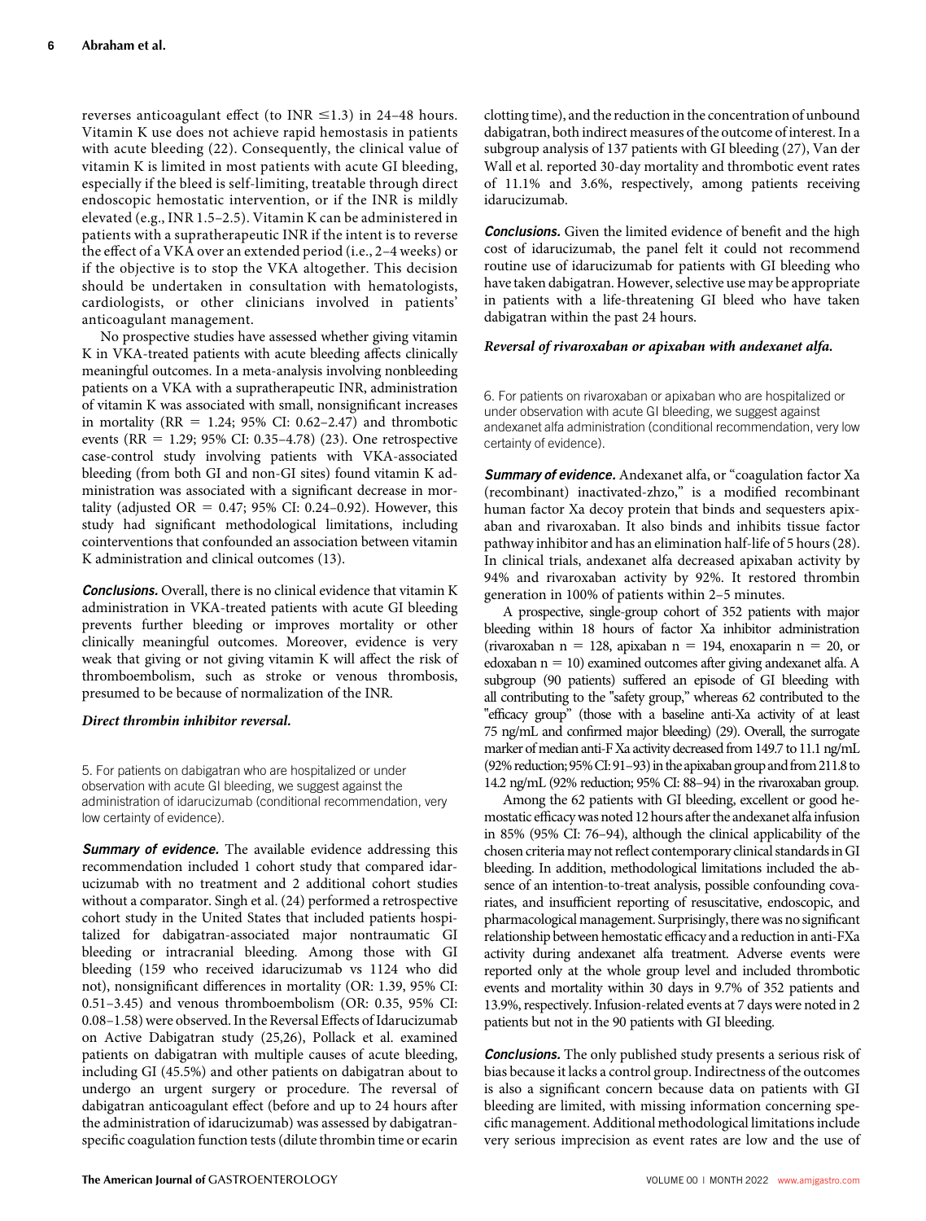reverses anticoagulant effect (to INR ≤1.3) in 24–48 hours. Vitamin K use does not achieve rapid hemostasis in patients with acute bleeding (22). Consequently, the clinical value of vitamin K is limited in most patients with acute GI bleeding, especially if the bleed is self-limiting, treatable through direct endoscopic hemostatic intervention, or if the INR is mildly elevated (e.g., INR 1.5–2.5). Vitamin K can be administered in patients with a supratherapeutic INR if the intent is to reverse the effect of a VKA over an extended period (i.e., 2–4 weeks) or if the objective is to stop the VKA altogether. This decision should be undertaken in consultation with hematologists, cardiologists, or other clinicians involved in patients' anticoagulant management.

No prospective studies have assessed whether giving vitamin K in VKA-treated patients with acute bleeding affects clinically meaningful outcomes. In a meta-analysis involving nonbleeding patients on a VKA with a supratherapeutic INR, administration of vitamin K was associated with small, nonsignificant increases in mortality (RR = 1.24; 95% CI: 0.62–2.47) and thrombotic events (RR = 1.29; 95% CI: 0.35–4.78) (23). One retrospective case-control study involving patients with VKA-associated bleeding (from both GI and non-GI sites) found vitamin K administration was associated with a significant decrease in mortality (adjusted OR = 0.47; 95% CI: 0.24–0.92). However, this study had significant methodological limitations, including cointerventions that confounded an association between vitamin K administration and clinical outcomes (13).

***Conclusions.*** Overall, there is no clinical evidence that vitamin K administration in VKA-treated patients with acute GI bleeding prevents further bleeding or improves mortality or other clinically meaningful outcomes. Moreover, evidence is very weak that giving or not giving vitamin K will affect the risk of thromboembolism, such as stroke or venous thrombosis, presumed to be because of normalization of the INR.

### *Direct thrombin inhibitor reversal.*

5. For patients on dabigatran who are hospitalized or under observation with acute GI bleeding, we suggest against the administration of idarucizumab (conditional recommendation, very low certainty of evidence).

***Summary of evidence.*** The available evidence addressing this recommendation included 1 cohort study that compared idarucizumab with no treatment and 2 additional cohort studies without a comparator. Singh et al. (24) performed a retrospective cohort study in the United States that included patients hospitalized for dabigatran-associated major nontraumatic GI bleeding or intracranial bleeding. Among those with GI bleeding (159 who received idarucizumab vs 1124 who did not), nonsignificant differences in mortality (OR: 1.39, 95% CI: 0.51–3.45) and venous thromboembolism (OR: 0.35, 95% CI: 0.08–1.58) were observed. In the Reversal Effects of Idarucizumab on Active Dabigatran study (25,26), Pollack et al. examined patients on dabigatran with multiple causes of acute bleeding, including GI (45.5%) and other patients on dabigatran about to undergo an urgent surgery or procedure. The reversal of dabigatran anticoagulant effect (before and up to 24 hours after the administration of idarucizumab) was assessed by dabigatran-specific coagulation function tests (dilute thrombin time or ecarin clotting time), and the reduction in the concentration of unbound dabigatran, both indirect measures of the outcome of interest. In a subgroup analysis of 137 patients with GI bleeding (27), Van der Wall et al. reported 30-day mortality and thrombotic event rates of 11.1% and 3.6%, respectively, among patients receiving idarucizumab.

***Conclusions.*** Given the limited evidence of benefit and the high cost of idarucizumab, the panel felt it could not recommend routine use of idarucizumab for patients with GI bleeding who have taken dabigatran. However, selective use may be appropriate in patients with a life-threatening GI bleed who have taken dabigatran within the past 24 hours.

### *Reversal of rivaroxaban or apixaban with andexanet alfa.*

6. For patients on rivaroxaban or apixaban who are hospitalized or under observation with acute GI bleeding, we suggest against andexanet alfa administration (conditional recommendation, very low certainty of evidence).

***Summary of evidence.*** Andexanet alfa, or "coagulation factor Xa (recombinant) inactivated-zhzo," is a modified recombinant human factor Xa decoy protein that binds and sequesters apixaban and rivaroxaban. It also binds and inhibits tissue factor pathway inhibitor and has an elimination half-life of 5 hours (28). In clinical trials, andexanet alfa decreased apixaban activity by 94% and rivaroxaban activity by 92%. It restored thrombin generation in 100% of patients within 2–5 minutes.

A prospective, single-group cohort of 352 patients with major bleeding within 18 hours of factor Xa inhibitor administration (rivaroxaban n = 128, apixaban n = 194, enoxaparin n = 20, or edoxaban n = 10) examined outcomes after giving andexanet alfa. A subgroup (90 patients) suffered an episode of GI bleeding with all contributing to the "safety group," whereas 62 contributed to the "efficacy group" (those with a baseline anti-Xa activity of at least 75 ng/mL and confirmed major bleeding) (29). Overall, the surrogate marker of median anti-F Xa activity decreased from 149.7 to 11.1 ng/mL (92% reduction; 95% CI: 91–93) in the apixaban group and from 211.8 to 14.2 ng/mL (92% reduction; 95% CI: 88–94) in the rivaroxaban group.

Among the 62 patients with GI bleeding, excellent or good hemostatic efficacy was noted 12 hours after the andexanet alfa infusion in 85% (95% CI: 76–94), although the clinical applicability of the chosen criteria may not reflect contemporary clinical standards in GI bleeding. In addition, methodological limitations included the absence of an intention-to-treat analysis, possible confounding covariates, and insufficient reporting of resuscitative, endoscopic, and pharmacological management. Surprisingly, there was no significant relationship between hemostatic efficacy and a reduction in anti-FXa activity during andexanet alfa treatment. Adverse events were reported only at the whole group level and included thrombotic events and mortality within 30 days in 9.7% of 352 patients and 13.9%, respectively. Infusion-related events at 7 days were noted in 2 patients but not in the 90 patients with GI bleeding.

***Conclusions.*** The only published study presents a serious risk of bias because it lacks a control group. Indirectness of the outcomes is also a significant concern because data on patients with GI bleeding are limited, with missing information concerning specific management. Additional methodological limitations include very serious imprecision as event rates are low and the use of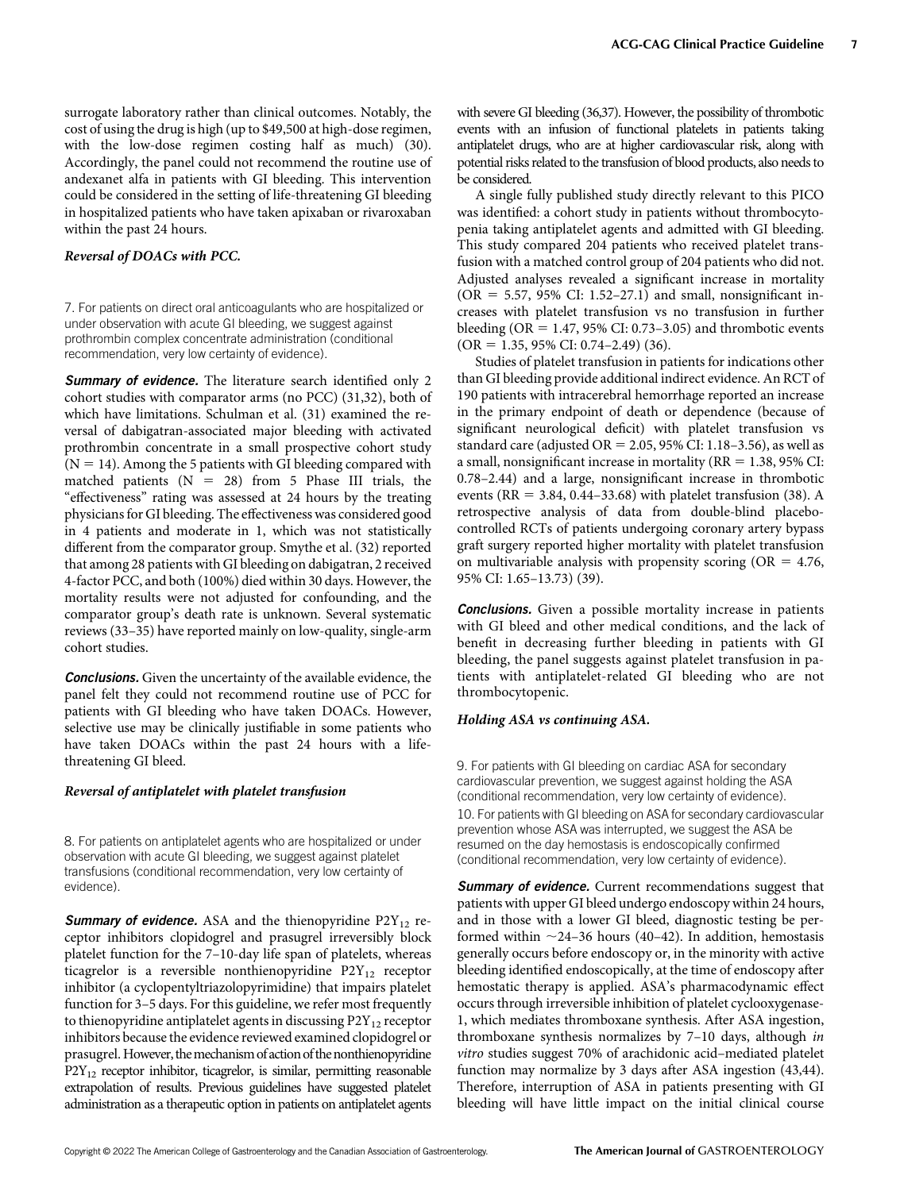surrogate laboratory rather than clinical outcomes. Notably, the cost of using the drug is high (up to $49,500 at high-dose regimen, with the low-dose regimen costing half as much) (30). Accordingly, the panel could not recommend the routine use of andexanet alfa in patients with GI bleeding. This intervention could be considered in the setting of life-threatening GI bleeding in hospitalized patients who have taken apixaban or rivaroxaban within the past 24 hours.

### *Reversal of DOACs with PCC.*

7. For patients on direct oral anticoagulants who are hospitalized or under observation with acute GI bleeding, we suggest against prothrombin complex concentrate administration (conditional recommendation, very low certainty of evidence).

***Summary of evidence.*** The literature search identified only 2 cohort studies with comparator arms (no PCC) (31,32), both of which have limitations. Schulman et al. (31) examined the reversal of dabigatran-associated major bleeding with activated prothrombin concentrate in a small prospective cohort study (N = 14). Among the 5 patients with GI bleeding compared with matched patients (N = 28) from 5 Phase III trials, the "effectiveness" rating was assessed at 24 hours by the treating physicians for GI bleeding. The effectiveness was considered good in 4 patients and moderate in 1, which was not statistically different from the comparator group. Smythe et al. (32) reported that among 28 patients with GI bleeding on dabigatran, 2 received 4-factor PCC, and both (100%) died within 30 days. However, the mortality results were not adjusted for confounding, and the comparator group's death rate is unknown. Several systematic reviews (33–35) have reported mainly on low-quality, single-arm cohort studies.

***Conclusions.*** Given the uncertainty of the available evidence, the panel felt they could not recommend routine use of PCC for patients with GI bleeding who have taken DOACs. However, selective use may be clinically justifiable in some patients who have taken DOACs within the past 24 hours with a life-threatening GI bleed.

### *Reversal of antiplatelet with platelet transfusion*

8. For patients on antiplatelet agents who are hospitalized or under observation with acute GI bleeding, we suggest against platelet transfusions (conditional recommendation, very low certainty of evidence).

***Summary of evidence.*** ASA and the thienopyridine $P2Y_{12}$ receptor inhibitors clopidogrel and prasugrel irreversibly block platelet function for the 7–10-day life span of platelets, whereas ticagrelor is a reversible nonthienopyridine $P2Y_{12}$ receptor inhibitor (a cyclopentyltriazolopyrimidine) that impairs platelet function for 3–5 days. For this guideline, we refer most frequently to thienopyridine antiplatelet agents in discussing $P2Y_{12}$ receptor inhibitors because the evidence reviewed examined clopidogrel or prasugrel. However, the mechanism of action of the nonthienopyridine $P2Y_{12}$ receptor inhibitor, ticagrelor, is similar, permitting reasonable extrapolation of results. Previous guidelines have suggested platelet administration as a therapeutic option in patients on antiplatelet agents with severe GI bleeding (36,37). However, the possibility of thrombotic events with an infusion of functional platelets in patients taking antiplatelet drugs, who are at higher cardiovascular risk, along with potential risks related to the transfusion of blood products, also needs to be considered.

A single fully published study directly relevant to this PICO was identified: a cohort study in patients without thrombocytopenia taking antiplatelet agents and admitted with GI bleeding. This study compared 204 patients who received platelet transfusion with a matched control group of 204 patients who did not. Adjusted analyses revealed a significant increase in mortality (OR = 5.57, 95% CI: 1.52–27.1) and small, nonsignificant increases with platelet transfusion vs no transfusion in further bleeding (OR = 1.47, 95% CI: 0.73–3.05) and thrombotic events (OR = 1.35, 95% CI: 0.74–2.49) (36).

Studies of platelet transfusion in patients for indications other than GI bleeding provide additional indirect evidence. An RCT of 190 patients with intracerebral hemorrhage reported an increase in the primary endpoint of death or dependence (because of significant neurological deficit) with platelet transfusion vs standard care (adjusted OR = 2.05, 95% CI: 1.18–3.56), as well as a small, nonsignificant increase in mortality (RR = 1.38, 95% CI: 0.78–2.44) and a large, nonsignificant increase in thrombotic events (RR = 3.84, 0.44–33.68) with platelet transfusion (38). A retrospective analysis of data from double-blind placebo-controlled RCTs of patients undergoing coronary artery bypass graft surgery reported higher mortality with platelet transfusion on multivariable analysis with propensity scoring (OR = 4.76, 95% CI: 1.65–13.73) (39).

***Conclusions.*** Given a possible mortality increase in patients with GI bleed and other medical conditions, and the lack of benefit in decreasing further bleeding in patients with GI bleeding, the panel suggests against platelet transfusion in patients with antiplatelet-related GI bleeding who are not thrombocytopenic.

### *Holding ASA vs continuing ASA.*

9. For patients with GI bleeding on cardiac ASA for secondary cardiovascular prevention, we suggest against holding the ASA (conditional recommendation, very low certainty of evidence).

10. For patients with GI bleeding on ASA for secondary cardiovascular prevention whose ASA was interrupted, we suggest the ASA be resumed on the day hemostasis is endoscopically confirmed (conditional recommendation, very low certainty of evidence).

***Summary of evidence.*** Current recommendations suggest that patients with upper GI bleed undergo endoscopy within 24 hours, and in those with a lower GI bleed, diagnostic testing be performed within ~24–36 hours (40–42). In addition, hemostasis generally occurs before endoscopy or, in the minority with active bleeding identified endoscopically, at the time of endoscopy after hemostatic therapy is applied. ASA's pharmacodynamic effect occurs through irreversible inhibition of platelet cyclooxygenase-1, which mediates thromboxane synthesis. After ASA ingestion, thromboxane synthesis normalizes by 7–10 days, although *in vitro* studies suggest 70% of arachidonic acid–mediated platelet function may normalize by 3 days after ASA ingestion (43,44). Therefore, interruption of ASA in patients presenting with GI bleeding will have little impact on the initial clinical course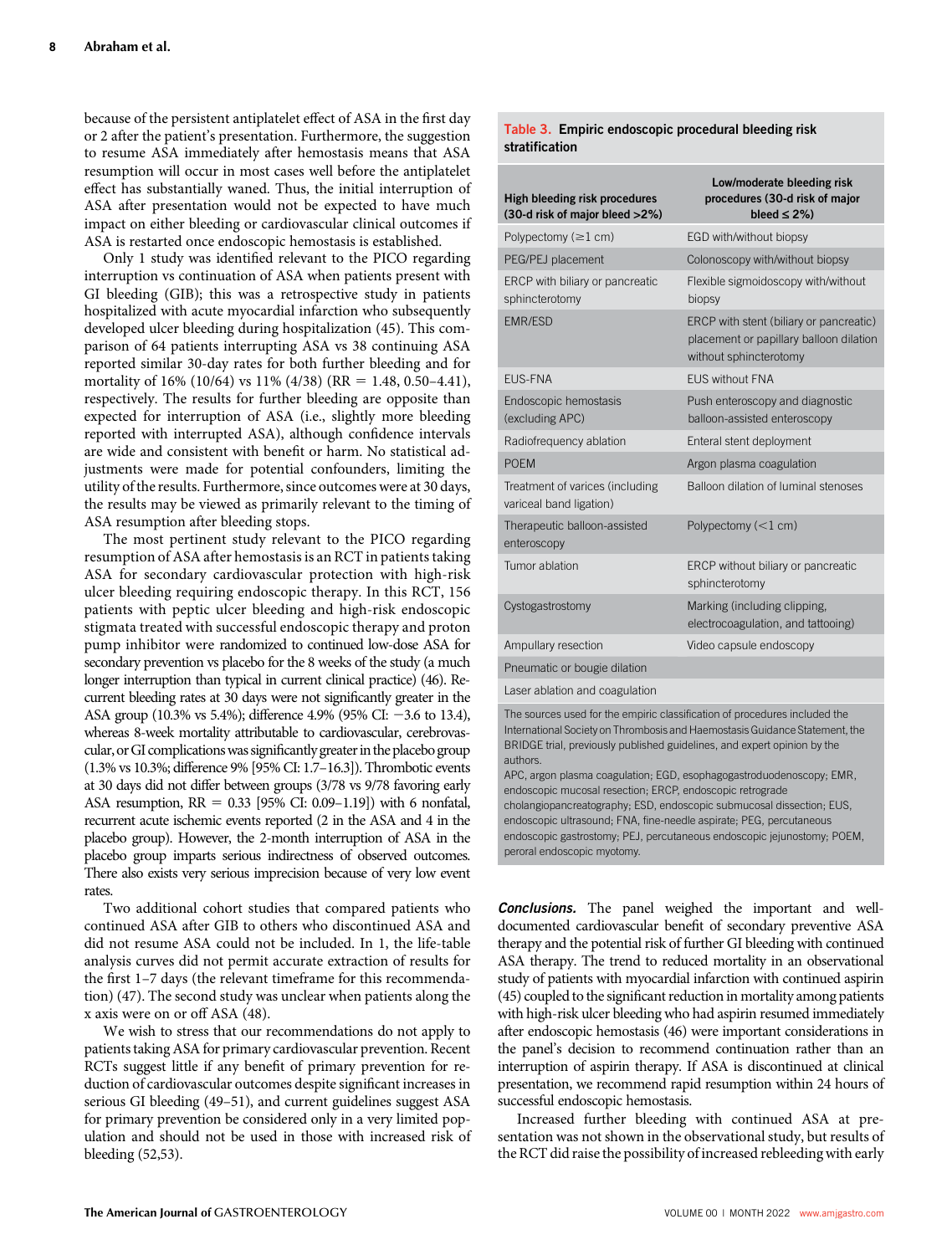because of the persistent antiplatelet effect of ASA in the first day or 2 after the patient's presentation. Furthermore, the suggestion to resume ASA immediately after hemostasis means that ASA resumption will occur in most cases well before the antiplatelet effect has substantially waned. Thus, the initial interruption of ASA after presentation would not be expected to have much impact on either bleeding or cardiovascular clinical outcomes if ASA is restarted once endoscopic hemostasis is established.

Only 1 study was identified relevant to the PICO regarding interruption vs continuation of ASA when patients present with GI bleeding (GIB); this was a retrospective study in patients hospitalized with acute myocardial infarction who subsequently developed ulcer bleeding during hospitalization (45). This comparison of 64 patients interrupting ASA vs 38 continuing ASA reported similar 30-day rates for both further bleeding and for mortality of 16% (10/64) vs 11% (4/38) (RR = 1.48, 0.50–4.41), respectively. The results for further bleeding are opposite than expected for interruption of ASA (i.e., slightly more bleeding reported with interrupted ASA), although confidence intervals are wide and consistent with benefit or harm. No statistical adjustments were made for potential confounders, limiting the utility of the results. Furthermore, since outcomes were at 30 days, the results may be viewed as primarily relevant to the timing of ASA resumption after bleeding stops.

The most pertinent study relevant to the PICO regarding resumption of ASA after hemostasis is an RCT in patients taking ASA for secondary cardiovascular protection with high-risk ulcer bleeding requiring endoscopic therapy. In this RCT, 156 patients with peptic ulcer bleeding and high-risk endoscopic stigmata treated with successful endoscopic therapy and proton pump inhibitor were randomized to continued low-dose ASA for secondary prevention vs placebo for the 8 weeks of the study (a much longer interruption than typical in current clinical practice) (46). Recurrent bleeding rates at 30 days were not significantly greater in the ASA group (10.3% vs 5.4%); difference 4.9% (95% CI: −3.6 to 13.4), whereas 8-week mortality attributable to cardiovascular, cerebrovascular, or GI complications was significantly greater in the placebo group (1.3% vs 10.3%; difference 9% [95% CI: 1.7–16.3]). Thrombotic events at 30 days did not differ between groups (3/78 vs 9/78 favoring early ASA resumption, RR = 0.33 [95% CI: 0.09–1.19]) with 6 nonfatal, recurrent acute ischemic events reported (2 in the ASA and 4 in the placebo group). However, the 2-month interruption of ASA in the placebo group imparts serious indirectness of observed outcomes. There also exists very serious imprecision because of very low event rates.

Two additional cohort studies that compared patients who continued ASA after GIB to others who discontinued ASA and did not resume ASA could not be included. In 1, the life-table analysis curves did not permit accurate extraction of results for the first 1–7 days (the relevant timeframe for this recommendation) (47). The second study was unclear when patients along the x axis were on or off ASA (48).

We wish to stress that our recommendations do not apply to patients taking ASA for primary cardiovascular prevention. Recent RCTs suggest little if any benefit of primary prevention for reduction of cardiovascular outcomes despite significant increases in serious GI bleeding (49–51), and current guidelines suggest ASA for primary prevention be considered only in a very limited population and should not be used in those with increased risk of bleeding (52,53).

**Table 3. Empiric endoscopic procedural bleeding risk stratification**

| High bleeding risk procedures (30-d risk of major bleed >2%) | Low/moderate bleeding risk procedures (30-d risk of major bleed ≤ 2%) |
|---|---|
| Polypectomy (≥1 cm) | EGD with/without biopsy |
| PEG/PEJ placement | Colonoscopy with/without biopsy |
| ERCP with biliary or pancreatic sphincterotomy | Flexible sigmoidoscopy with/without biopsy |
| EMR/ESD | ERCP with stent (biliary or pancreatic) placement or papillary balloon dilation without sphincterotomy |
| EUS-FNA | EUS without FNA |
| Endoscopic hemostasis (excluding APC) | Push enteroscopy and diagnostic balloon-assisted enteroscopy |
| Radiofrequency ablation | Enteral stent deployment |
| POEM | Argon plasma coagulation |
| Treatment of varices (including variceal band ligation) | Balloon dilation of luminal stenoses |
| Therapeutic balloon-assisted enteroscopy | Polypectomy (<1 cm) |
| Tumor ablation | ERCP without biliary or pancreatic sphincterotomy |
| Cystogastrostomy | Marking (including clipping, electrocoagulation, and tattooing) |
| Ampullary resection | Video capsule endoscopy |
| Pneumatic or bougie dilation | |
| Laser ablation and coagulation | |

The sources used for the empiric classification of procedures included the International Society on Thrombosis and Haemostasis Guidance Statement, the BRIDGE trial, previously published guidelines, and expert opinion by the authors.

APC, argon plasma coagulation; EGD, esophagogastroduodenoscopy; EMR, endoscopic mucosal resection; ERCP, endoscopic retrograde cholangiopancreatography; ESD, endoscopic submucosal dissection; EUS, endoscopic ultrasound; FNA, fine-needle aspirate; PEG, percutaneous endoscopic gastrostomy; PEJ, percutaneous endoscopic jejunostomy; POEM, peroral endoscopic myotomy.

***Conclusions.*** The panel weighed the important and well-documented cardiovascular benefit of secondary preventive ASA therapy and the potential risk of further GI bleeding with continued ASA therapy. The trend to reduced mortality in an observational study of patients with myocardial infarction with continued aspirin (45) coupled to the significant reduction in mortality among patients with high-risk ulcer bleeding who had aspirin resumed immediately after endoscopic hemostasis (46) were important considerations in the panel's decision to recommend continuation rather than an interruption of aspirin therapy. If ASA is discontinued at clinical presentation, we recommend rapid resumption within 24 hours of successful endoscopic hemostasis.

Increased further bleeding with continued ASA at presentation was not shown in the observational study, but results of the RCT did raise the possibility of increased rebleeding with early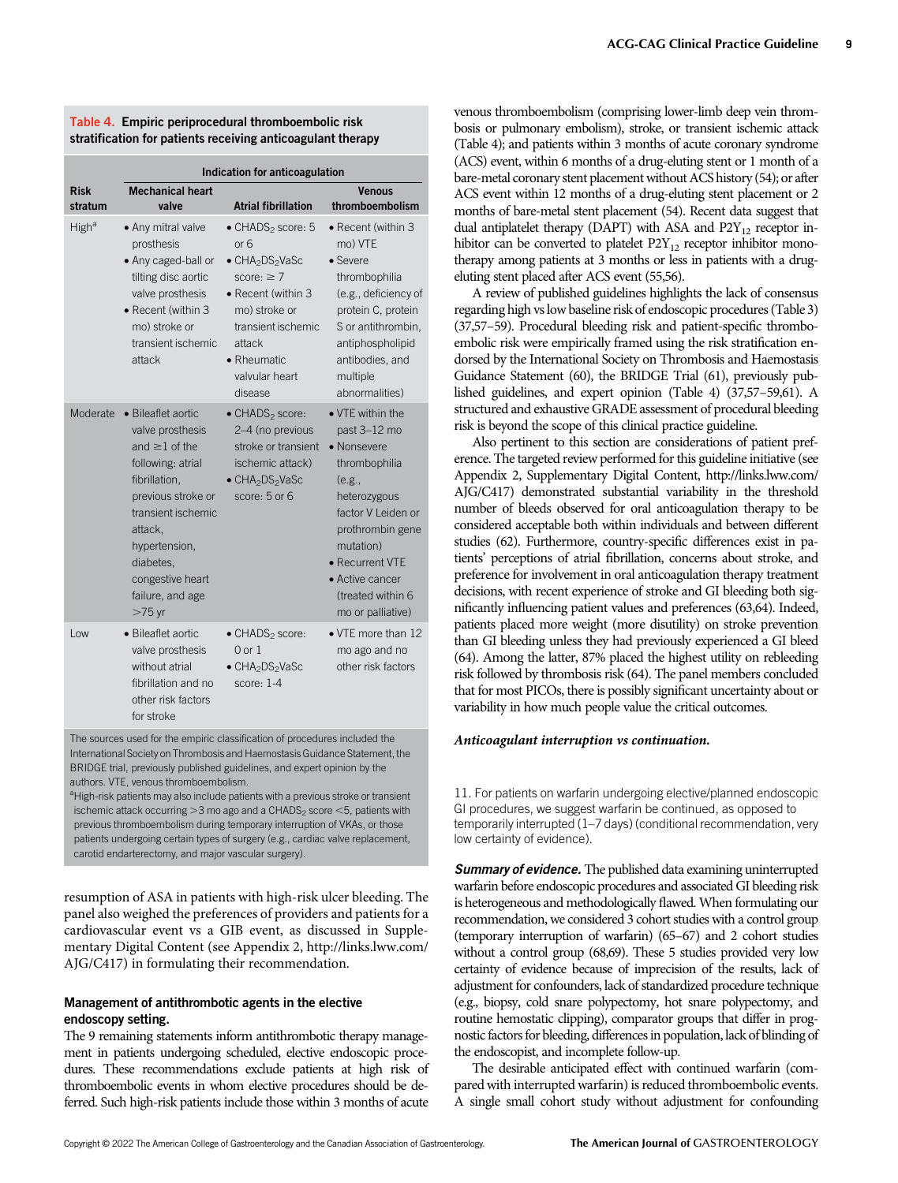**Table 4. Empiric periprocedural thromboembolic risk stratification for patients receiving anticoagulant therapy**

| Risk stratum | Indication for anticoagulation | | |
|---|---|---|---|
| | Mechanical heart valve | Atrial fibrillation | Venous thromboembolism |
| High[a] | • Any mitral valve prosthesis<br>• Any caged-ball or tilting disc aortic valve prosthesis<br>• Recent (within 3 mo) stroke or transient ischemic attack | • $CHADS_2$ score: 5 or 6<br>• $CHA_2DS_2VaSc$ score: ≥ 7<br>• Recent (within 3 mo) stroke or transient ischemic attack<br>• Rheumatic valvular heart disease | • Recent (within 3 mo) VTE<br>• Severe thrombophilia (e.g., deficiency of protein C, protein S or antithrombin, antiphospholipid antibodies, and multiple abnormalities) |
| Moderate | • Bileaflet aortic valve prosthesis and ≥1 of the following: atrial fibrillation, previous stroke or transient ischemic attack, hypertension, diabetes, congestive heart failure, and age >75 yr | • $CHADS_2$ score: 2–4 (no previous stroke or transient ischemic attack)<br>• $CHA_2DS_2VaSc$ score: 5 or 6 | • VTE within the past 3–12 mo<br>• Nonsevere thrombophilia (e.g., heterozygous factor V Leiden or prothrombin gene mutation)<br>• Recurrent VTE<br>• Active cancer (treated within 6 mo or palliative) |
| Low | • Bileaflet aortic valve prosthesis without atrial fibrillation and no other risk factors for stroke | • $CHADS_2$ score: 0 or 1<br>• $CHA_2DS_2VaSc$ score: 1-4 | • VTE more than 12 mo ago and no other risk factors |

The sources used for the empiric classification of procedures included the International Society on Thrombosis and Haemostasis Guidance Statement, the BRIDGE trial, previously published guidelines, and expert opinion by the authors. VTE, venous thromboembolism.

[a]High-risk patients may also include patients with a previous stroke or transient ischemic attack occurring >3 mo ago and a $CHADS_2$ score <5, patients with previous thromboembolism during temporary interruption of VKAs, or those patients undergoing certain types of surgery (e.g., cardiac valve replacement, carotid endarterectomy, and major vascular surgery).

resumption of ASA in patients with high-risk ulcer bleeding. The panel also weighed the preferences of providers and patients for a cardiovascular event vs a GIB event, as discussed in Supplementary Digital Content (see Appendix 2, http://links.lww.com/AJG/C417) in formulating their recommendation.

### Management of antithrombotic agents in the elective endoscopy setting.

The 9 remaining statements inform antithrombotic therapy management in patients undergoing scheduled, elective endoscopic procedures. These recommendations exclude patients at high risk of thromboembolic events in whom elective procedures should be deferred. Such high-risk patients include those within 3 months of acute venous thromboembolism (comprising lower-limb deep vein thrombosis or pulmonary embolism), stroke, or transient ischemic attack (Table 4); and patients within 3 months of acute coronary syndrome (ACS) event, within 6 months of a drug-eluting stent or 1 month of a bare-metal coronary stent placement without ACS history (54); or after ACS event within 12 months of a drug-eluting stent placement or 2 months of bare-metal stent placement (54). Recent data suggest that dual antiplatelet therapy (DAPT) with ASA and $P2Y_{12}$ receptor inhibitor can be converted to platelet $P2Y_{12}$ receptor inhibitor monotherapy among patients at 3 months or less in patients with a drug-eluting stent placed after ACS event (55,56).

A review of published guidelines highlights the lack of consensus regarding high vs low baseline risk of endoscopic procedures (Table 3) (37,57–59). Procedural bleeding risk and patient-specific thromboembolic risk were empirically framed using the risk stratification endorsed by the International Society on Thrombosis and Haemostasis Guidance Statement (60), the BRIDGE Trial (61), previously published guidelines, and expert opinion (Table 4) (37,57–59,61). A structured and exhaustive GRADE assessment of procedural bleeding risk is beyond the scope of this clinical practice guideline.

Also pertinent to this section are considerations of patient preference. The targeted review performed for this guideline initiative (see Appendix 2, Supplementary Digital Content, http://links.lww.com/AJG/C417) demonstrated substantial variability in the threshold number of bleeds observed for oral anticoagulation therapy to be considered acceptable both within individuals and between different studies (62). Furthermore, country-specific differences exist in patients' perceptions of atrial fibrillation, concerns about stroke, and preference for involvement in oral anticoagulation therapy treatment decisions, with recent experience of stroke and GI bleeding both significantly influencing patient values and preferences (63,64). Indeed, patients placed more weight (more disutility) on stroke prevention than GI bleeding unless they had previously experienced a GI bleed (64). Among the latter, 87% placed the highest utility on rebleeding risk followed by thrombosis risk (64). The panel members concluded that for most PICOs, there is possibly significant uncertainty about or variability in how much people value the critical outcomes.

#### *Anticoagulant interruption vs continuation.*

11. For patients on warfarin undergoing elective/planned endoscopic GI procedures, we suggest warfarin be continued, as opposed to temporarily interrupted (1–7 days) (conditional recommendation, very low certainty of evidence).

***Summary of evidence.*** The published data examining uninterrupted warfarin before endoscopic procedures and associated GI bleeding risk is heterogeneous and methodologically flawed. When formulating our recommendation, we considered 3 cohort studies with a control group (temporary interruption of warfarin) (65–67) and 2 cohort studies without a control group (68,69). These 5 studies provided very low certainty of evidence because of imprecision of the results, lack of adjustment for confounders, lack of standardized procedure technique (e.g., biopsy, cold snare polypectomy, hot snare polypectomy, and routine hemostatic clipping), comparator groups that differ in prognostic factors for bleeding, differences in population, lack of blinding of the endoscopist, and incomplete follow-up.

The desirable anticipated effect with continued warfarin (compared with interrupted warfarin) is reduced thromboembolic events. A single small cohort study without adjustment for confounding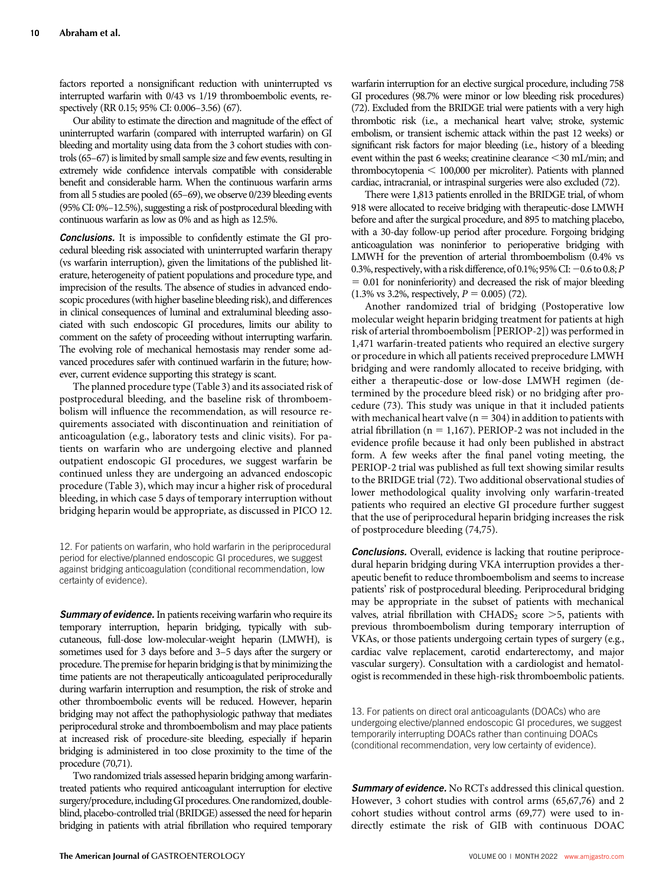factors reported a nonsignificant reduction with uninterrupted vs interrupted warfarin with 0/43 vs 1/19 thromboembolic events, respectively (RR 0.15; 95% CI: 0.006–3.56) (67).

Our ability to estimate the direction and magnitude of the effect of uninterrupted warfarin (compared with interrupted warfarin) on GI bleeding and mortality using data from the 3 cohort studies with controls (65–67) is limited by small sample size and few events, resulting in extremely wide confidence intervals compatible with considerable benefit and considerable harm. When the continuous warfarin arms from all 5 studies are pooled (65–69), we observe 0/239 bleeding events (95% CI: 0%–12.5%), suggesting a risk of postprocedural bleeding with continuous warfarin as low as 0% and as high as 12.5%.

***Conclusions.*** It is impossible to confidently estimate the GI procedural bleeding risk associated with uninterrupted warfarin therapy (vs warfarin interruption), given the limitations of the published literature, heterogeneity of patient populations and procedure type, and imprecision of the results. The absence of studies in advanced endoscopic procedures (with higher baseline bleeding risk), and differences in clinical consequences of luminal and extraluminal bleeding associated with such endoscopic GI procedures, limits our ability to comment on the safety of proceeding without interrupting warfarin. The evolving role of mechanical hemostasis may render some advanced procedures safer with continued warfarin in the future; however, current evidence supporting this strategy is scant.

The planned procedure type (Table 3) and its associated risk of postprocedural bleeding, and the baseline risk of thromboembolism will influence the recommendation, as will resource requirements associated with discontinuation and reinitiation of anticoagulation (e.g., laboratory tests and clinic visits). For patients on warfarin who are undergoing elective and planned outpatient endoscopic GI procedures, we suggest warfarin be continued unless they are undergoing an advanced endoscopic procedure (Table 3), which may incur a higher risk of procedural bleeding, in which case 5 days of temporary interruption without bridging heparin would be appropriate, as discussed in PICO 12.

12. For patients on warfarin, who hold warfarin in the periprocedural period for elective/planned endoscopic GI procedures, we suggest against bridging anticoagulation (conditional recommendation, low certainty of evidence).

***Summary of evidence.*** In patients receiving warfarin who require its temporary interruption, heparin bridging, typically with subcutaneous, full-dose low-molecular-weight heparin (LMWH), is sometimes used for 3 days before and 3–5 days after the surgery or procedure. The premise for heparin bridging is that by minimizing the time patients are not therapeutically anticoagulated periprocedurally during warfarin interruption and resumption, the risk of stroke and other thromboembolic events will be reduced. However, heparin bridging may not affect the pathophysiologic pathway that mediates periprocedural stroke and thromboembolism and may place patients at increased risk of procedure-site bleeding, especially if heparin bridging is administered in too close proximity to the time of the procedure (70,71).

Two randomized trials assessed heparin bridging among warfarin-treated patients who required anticoagulant interruption for elective surgery/procedure, including GI procedures. One randomized, double-blind, placebo-controlled trial (BRIDGE) assessed the need for heparin bridging in patients with atrial fibrillation who required temporary warfarin interruption for an elective surgical procedure, including 758 GI procedures (98.7% were minor or low bleeding risk procedures) (72). Excluded from the BRIDGE trial were patients with a very high thrombotic risk (i.e., a mechanical heart valve; stroke, systemic embolism, or transient ischemic attack within the past 12 weeks) or significant risk factors for major bleeding (i.e., history of a bleeding event within the past 6 weeks; creatinine clearance <30 mL/min; and thrombocytopenia < 100,000 per microliter). Patients with planned cardiac, intracranial, or intraspinal surgeries were also excluded (72).

There were 1,813 patients enrolled in the BRIDGE trial, of whom 918 were allocated to receive bridging with therapeutic-dose LMWH before and after the surgical procedure, and 895 to matching placebo, with a 30-day follow-up period after procedure. Forgoing bridging anticoagulation was noninferior to perioperative bridging with LMWH for the prevention of arterial thromboembolism (0.4% vs 0.3%, respectively, with a risk difference, of 0.1%; 95% CI: −0.6 to 0.8; $P = 0.01$ for noninferiority) and decreased the risk of major bleeding (1.3% vs 3.2%, respectively, $P = 0.005$) (72).

Another randomized trial of bridging (Postoperative low molecular weight heparin bridging treatment for patients at high risk of arterial thromboembolism [PERIOP-2]) was performed in 1,471 warfarin-treated patients who required an elective surgery or procedure in which all patients received preprocedure LMWH bridging and were randomly allocated to receive bridging, with either a therapeutic-dose or low-dose LMWH regimen (determined by the procedure bleed risk) or no bridging after procedure (73). This study was unique in that it included patients with mechanical heart valve ($n = 304$) in addition to patients with atrial fibrillation ($n = 1,167$). PERIOP-2 was not included in the evidence profile because it had only been published in abstract form. A few weeks after the final panel voting meeting, the PERIOP-2 trial was published as full text showing similar results to the BRIDGE trial (72). Two additional observational studies of lower methodological quality involving only warfarin-treated patients who required an elective GI procedure further suggest that the use of periprocedural heparin bridging increases the risk of postprocedure bleeding (74,75).

***Conclusions.*** Overall, evidence is lacking that routine periprocedural heparin bridging during VKA interruption provides a therapeutic benefit to reduce thromboembolism and seems to increase patients' risk of postprocedural bleeding. Periprocedural bridging may be appropriate in the subset of patients with mechanical valves, atrial fibrillation with $CHADS_2$ score >5, patients with previous thromboembolism during temporary interruption of VKAs, or those patients undergoing certain types of surgery (e.g., cardiac valve replacement, carotid endarterectomy, and major vascular surgery). Consultation with a cardiologist and hematologist is recommended in these high-risk thromboembolic patients.

13. For patients on direct oral anticoagulants (DOACs) who are undergoing elective/planned endoscopic GI procedures, we suggest temporarily interrupting DOACs rather than continuing DOACs (conditional recommendation, very low certainty of evidence).

***Summary of evidence.*** No RCTs addressed this clinical question. However, 3 cohort studies with control arms (65,67,76) and 2 cohort studies without control arms (69,77) were used to indirectly estimate the risk of GIB with continuous DOAC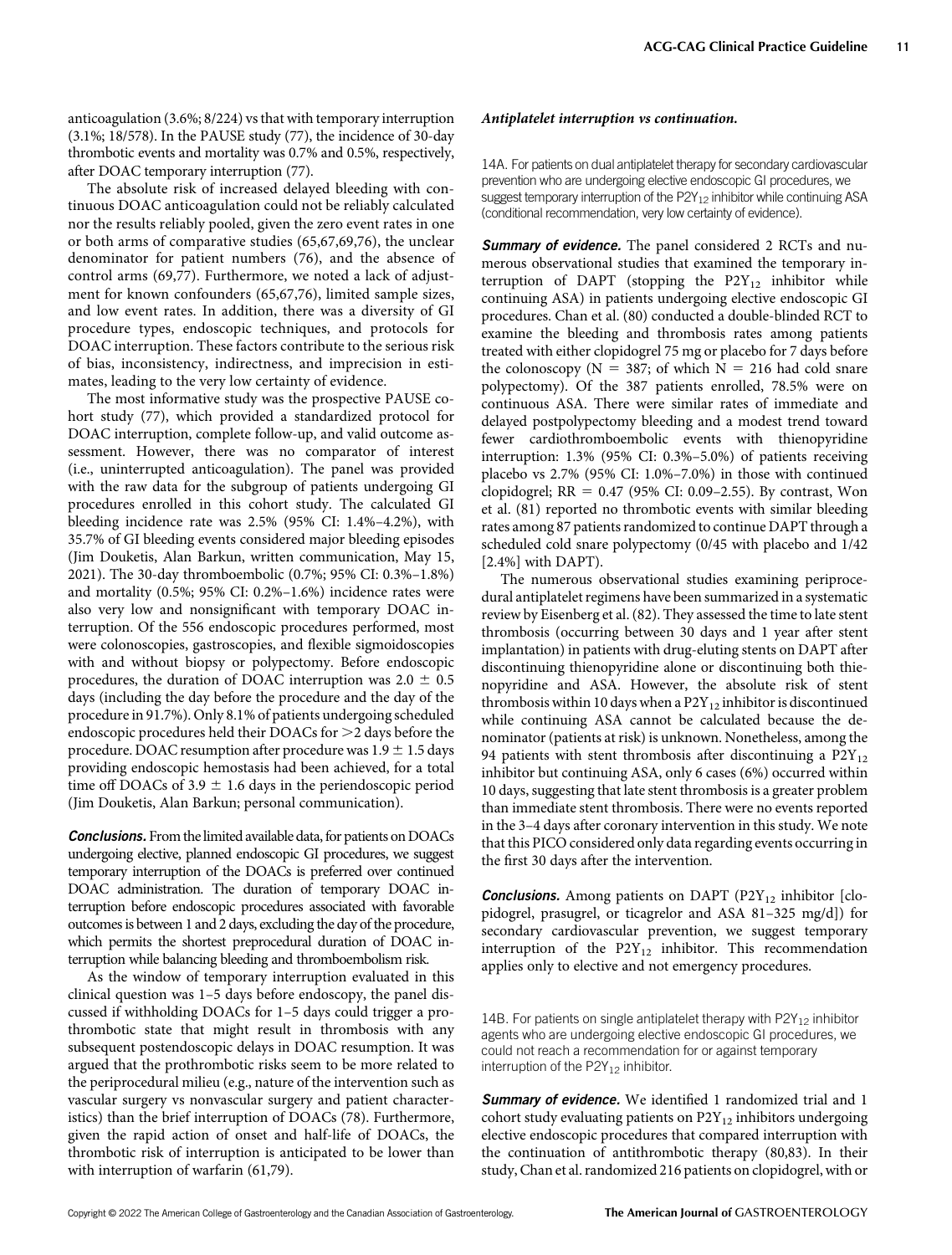anticoagulation (3.6%; 8/224) vs that with temporary interruption (3.1%; 18/578). In the PAUSE study (77), the incidence of 30-day thrombotic events and mortality was 0.7% and 0.5%, respectively, after DOAC temporary interruption (77).

The absolute risk of increased delayed bleeding with continuous DOAC anticoagulation could not be reliably calculated nor the results reliably pooled, given the zero event rates in one or both arms of comparative studies (65,67,69,76), the unclear denominator for patient numbers (76), and the absence of control arms (69,77). Furthermore, we noted a lack of adjustment for known confounders (65,67,76), limited sample sizes, and low event rates. In addition, there was a diversity of GI procedure types, endoscopic techniques, and protocols for DOAC interruption. These factors contribute to the serious risk of bias, inconsistency, indirectness, and imprecision in estimates, leading to the very low certainty of evidence.

The most informative study was the prospective PAUSE cohort study (77), which provided a standardized protocol for DOAC interruption, complete follow-up, and valid outcome assessment. However, there was no comparator of interest (i.e., uninterrupted anticoagulation). The panel was provided with the raw data for the subgroup of patients undergoing GI procedures enrolled in this cohort study. The calculated GI bleeding incidence rate was 2.5% (95% CI: 1.4%–4.2%), with 35.7% of GI bleeding events considered major bleeding episodes (Jim Douketis, Alan Barkun, written communication, May 15, 2021). The 30-day thromboembolic (0.7%; 95% CI: 0.3%–1.8%) and mortality (0.5%; 95% CI: 0.2%–1.6%) incidence rates were also very low and nonsignificant with temporary DOAC interruption. Of the 556 endoscopic procedures performed, most were colonoscopies, gastroscopies, and flexible sigmoidoscopies with and without biopsy or polypectomy. Before endoscopic procedures, the duration of DOAC interruption was 2.0 ± 0.5 days (including the day before the procedure and the day of the procedure in 91.7%). Only 8.1% of patients undergoing scheduled endoscopic procedures held their DOACs for >2 days before the procedure. DOAC resumption after procedure was 1.9 ± 1.5 days providing endoscopic hemostasis had been achieved, for a total time off DOACs of 3.9 ± 1.6 days in the periendoscopic period (Jim Douketis, Alan Barkun; personal communication).

***Conclusions.*** From the limited available data, for patients on DOACs undergoing elective, planned endoscopic GI procedures, we suggest temporary interruption of the DOACs is preferred over continued DOAC administration. The duration of temporary DOAC interruption before endoscopic procedures associated with favorable outcomes is between 1 and 2 days, excluding the day of the procedure, which permits the shortest preprocedural duration of DOAC interruption while balancing bleeding and thromboembolism risk.

As the window of temporary interruption evaluated in this clinical question was 1–5 days before endoscopy, the panel discussed if withholding DOACs for 1–5 days could trigger a prothrombotic state that might result in thrombosis with any subsequent postendoscopic delays in DOAC resumption. It was argued that the prothrombotic risks seem to be more related to the periprocedural milieu (e.g., nature of the intervention such as vascular surgery vs nonvascular surgery and patient characteristics) than the brief interruption of DOACs (78). Furthermore, given the rapid action of onset and half-life of DOACs, the thrombotic risk of interruption is anticipated to be lower than with interruption of warfarin (61,79).

#### *Antiplatelet interruption vs continuation.*

14A. For patients on dual antiplatelet therapy for secondary cardiovascular prevention who are undergoing elective endoscopic GI procedures, we suggest temporary interruption of the $P2Y_{12}$ inhibitor while continuing ASA (conditional recommendation, very low certainty of evidence).

***Summary of evidence.*** The panel considered 2 RCTs and numerous observational studies that examined the temporary interruption of DAPT (stopping the $P2Y_{12}$ inhibitor while continuing ASA) in patients undergoing elective endoscopic GI procedures. Chan et al. (80) conducted a double-blinded RCT to examine the bleeding and thrombosis rates among patients treated with either clopidogrel 75 mg or placebo for 7 days before the colonoscopy (N = 387; of which N = 216 had cold snare polypectomy). Of the 387 patients enrolled, 78.5% were on continuous ASA. There were similar rates of immediate and delayed postpolypectomy bleeding and a modest trend toward fewer cardiothromboembolic events with thienopyridine interruption: 1.3% (95% CI: 0.3%–5.0%) of patients receiving placebo vs 2.7% (95% CI: 1.0%–7.0%) in those with continued clopidogrel; RR = 0.47 (95% CI: 0.09–2.55). By contrast, Won et al. (81) reported no thrombotic events with similar bleeding rates among 87 patients randomized to continue DAPT through a scheduled cold snare polypectomy (0/45 with placebo and 1/42 [2.4%] with DAPT).

The numerous observational studies examining periprocedural antiplatelet regimens have been summarized in a systematic review by Eisenberg et al. (82). They assessed the time to late stent thrombosis (occurring between 30 days and 1 year after stent implantation) in patients with drug-eluting stents on DAPT after discontinuing thienopyridine alone or discontinuing both thienopyridine and ASA. However, the absolute risk of stent thrombosis within 10 days when a $P2Y_{12}$ inhibitor is discontinued while continuing ASA cannot be calculated because the denominator (patients at risk) is unknown. Nonetheless, among the 94 patients with stent thrombosis after discontinuing a $P2Y_{12}$ inhibitor but continuing ASA, only 6 cases (6%) occurred within 10 days, suggesting that late stent thrombosis is a greater problem than immediate stent thrombosis. There were no events reported in the 3–4 days after coronary intervention in this study. We note that this PICO considered only data regarding events occurring in the first 30 days after the intervention.

***Conclusions.*** Among patients on DAPT ($P2Y_{12}$ inhibitor [clopidogrel, prasugrel, or ticagrelor and ASA 81–325 mg/d]) for secondary cardiovascular prevention, we suggest temporary interruption of the $P2Y_{12}$ inhibitor. This recommendation applies only to elective and not emergency procedures.

14B. For patients on single antiplatelet therapy with $P2Y_{12}$ inhibitor agents who are undergoing elective endoscopic GI procedures, we could not reach a recommendation for or against temporary interruption of the $P2Y_{12}$ inhibitor.

***Summary of evidence.*** We identified 1 randomized trial and 1 cohort study evaluating patients on $P2Y_{12}$ inhibitors undergoing elective endoscopic procedures that compared interruption with the continuation of antithrombotic therapy (80,83). In their study, Chan et al. randomized 216 patients on clopidogrel, with or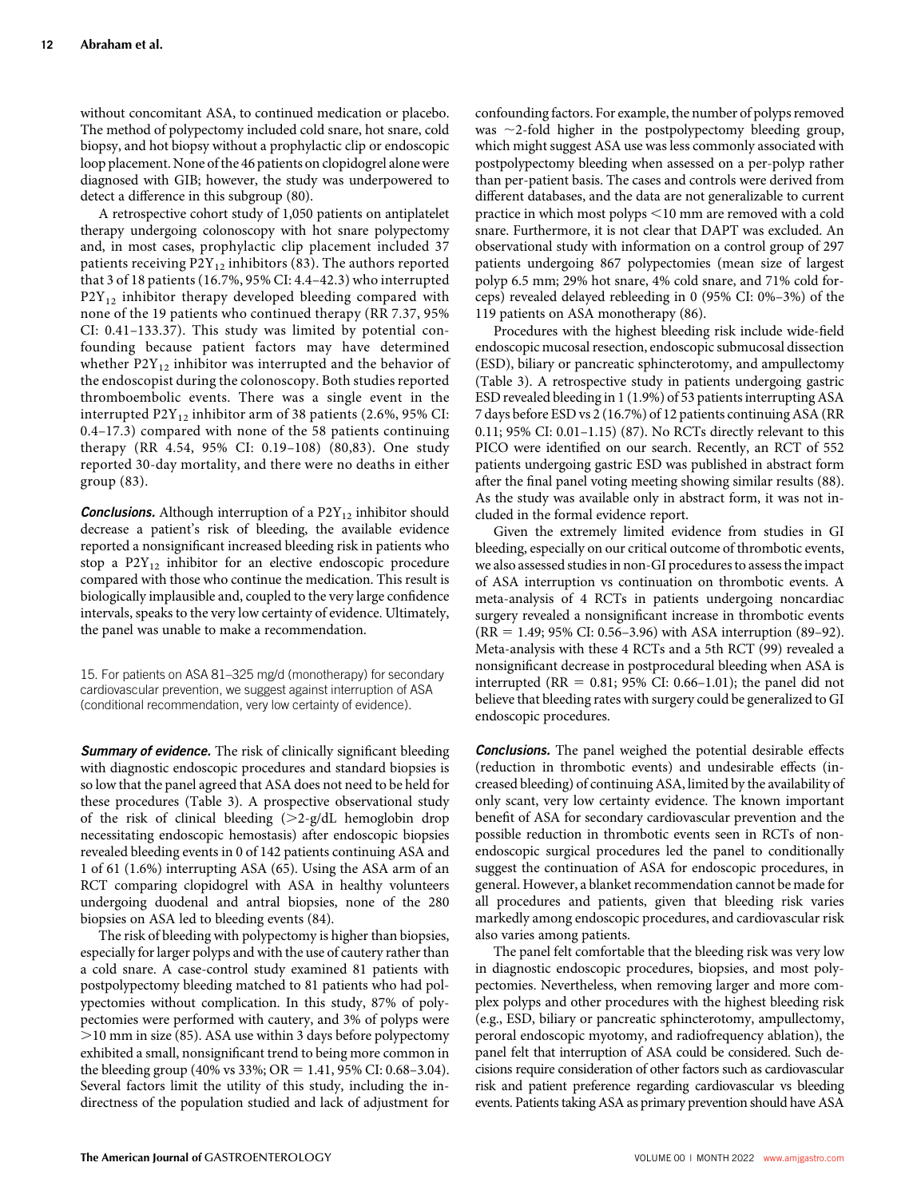without concomitant ASA, to continued medication or placebo. The method of polypectomy included cold snare, hot snare, cold biopsy, and hot biopsy without a prophylactic clip or endoscopic loop placement. None of the 46 patients on clopidogrel alone were diagnosed with GIB; however, the study was underpowered to detect a difference in this subgroup (80).

A retrospective cohort study of 1,050 patients on antiplatelet therapy undergoing colonoscopy with hot snare polypectomy and, in most cases, prophylactic clip placement included 37 patients receiving $P2Y_{12}$ inhibitors (83). The authors reported that 3 of 18 patients (16.7%, 95% CI: 4.4–42.3) who interrupted $P2Y_{12}$ inhibitor therapy developed bleeding compared with none of the 19 patients who continued therapy (RR 7.37, 95% CI: 0.41–133.37). This study was limited by potential confounding because patient factors may have determined whether $P2Y_{12}$ inhibitor was interrupted and the behavior of the endoscopist during the colonoscopy. Both studies reported thromboembolic events. There was a single event in the interrupted $P2Y_{12}$ inhibitor arm of 38 patients (2.6%, 95% CI: 0.4–17.3) compared with none of the 58 patients continuing therapy (RR 4.54, 95% CI: 0.19–108) (80,83). One study reported 30-day mortality, and there were no deaths in either group (83).

***Conclusions.*** Although interruption of a $P2Y_{12}$ inhibitor should decrease a patient's risk of bleeding, the available evidence reported a nonsignificant increased bleeding risk in patients who stop a $P2Y_{12}$ inhibitor for an elective endoscopic procedure compared with those who continue the medication. This result is biologically implausible and, coupled to the very large confidence intervals, speaks to the very low certainty of evidence. Ultimately, the panel was unable to make a recommendation.

15. For patients on ASA 81–325 mg/d (monotherapy) for secondary cardiovascular prevention, we suggest against interruption of ASA (conditional recommendation, very low certainty of evidence).

***Summary of evidence.*** The risk of clinically significant bleeding with diagnostic endoscopic procedures and standard biopsies is so low that the panel agreed that ASA does not need to be held for these procedures (Table 3). A prospective observational study of the risk of clinical bleeding (>2-g/dL hemoglobin drop necessitating endoscopic hemostasis) after endoscopic biopsies revealed bleeding events in 0 of 142 patients continuing ASA and 1 of 61 (1.6%) interrupting ASA (65). Using the ASA arm of an RCT comparing clopidogrel with ASA in healthy volunteers undergoing duodenal and antral biopsies, none of the 280 biopsies on ASA led to bleeding events (84).

The risk of bleeding with polypectomy is higher than biopsies, especially for larger polyps and with the use of cautery rather than a cold snare. A case-control study examined 81 patients with postpolypectomy bleeding matched to 81 patients who had polypectomies without complication. In this study, 87% of polypectomies were performed with cautery, and 3% of polyps were >10 mm in size (85). ASA use within 3 days before polypectomy exhibited a small, nonsignificant trend to being more common in the bleeding group (40% vs 33%; OR = 1.41, 95% CI: 0.68–3.04). Several factors limit the utility of this study, including the indirectness of the population studied and lack of adjustment for confounding factors. For example, the number of polyps removed was ~2-fold higher in the postpolypectomy bleeding group, which might suggest ASA use was less commonly associated with postpolypectomy bleeding when assessed on a per-polyp rather than per-patient basis. The cases and controls were derived from different databases, and the data are not generalizable to current practice in which most polyps <10 mm are removed with a cold snare. Furthermore, it is not clear that DAPT was excluded. An observational study with information on a control group of 297 patients undergoing 867 polypectomies (mean size of largest polyp 6.5 mm; 29% hot snare, 4% cold snare, and 71% cold forceps) revealed delayed rebleeding in 0 (95% CI: 0%–3%) of the 119 patients on ASA monotherapy (86).

Procedures with the highest bleeding risk include wide-field endoscopic mucosal resection, endoscopic submucosal dissection (ESD), biliary or pancreatic sphincterotomy, and ampullectomy (Table 3). A retrospective study in patients undergoing gastric ESD revealed bleeding in 1 (1.9%) of 53 patients interrupting ASA 7 days before ESD vs 2 (16.7%) of 12 patients continuing ASA (RR 0.11; 95% CI: 0.01–1.15) (87). No RCTs directly relevant to this PICO were identified on our search. Recently, an RCT of 552 patients undergoing gastric ESD was published in abstract form after the final panel voting meeting showing similar results (88). As the study was available only in abstract form, it was not included in the formal evidence report.

Given the extremely limited evidence from studies in GI bleeding, especially on our critical outcome of thrombotic events, we also assessed studies in non-GI procedures to assess the impact of ASA interruption vs continuation on thrombotic events. A meta-analysis of 4 RCTs in patients undergoing noncardiac surgery revealed a nonsignificant increase in thrombotic events (RR = 1.49; 95% CI: 0.56–3.96) with ASA interruption (89–92). Meta-analysis with these 4 RCTs and a 5th RCT (99) revealed a nonsignificant decrease in postprocedural bleeding when ASA is interrupted (RR = 0.81; 95% CI: 0.66–1.01); the panel did not believe that bleeding rates with surgery could be generalized to GI endoscopic procedures.

***Conclusions.*** The panel weighed the potential desirable effects (reduction in thrombotic events) and undesirable effects (increased bleeding) of continuing ASA, limited by the availability of only scant, very low certainty evidence. The known important benefit of ASA for secondary cardiovascular prevention and the possible reduction in thrombotic events seen in RCTs of non-endoscopic surgical procedures led the panel to conditionally suggest the continuation of ASA for endoscopic procedures, in general. However, a blanket recommendation cannot be made for all procedures and patients, given that bleeding risk varies markedly among endoscopic procedures, and cardiovascular risk also varies among patients.

The panel felt comfortable that the bleeding risk was very low in diagnostic endoscopic procedures, biopsies, and most polypectomies. Nevertheless, when removing larger and more complex polyps and other procedures with the highest bleeding risk (e.g., ESD, biliary or pancreatic sphincterotomy, ampullectomy, peroral endoscopic myotomy, and radiofrequency ablation), the panel felt that interruption of ASA could be considered. Such decisions require consideration of other factors such as cardiovascular risk and patient preference regarding cardiovascular vs bleeding events. Patients taking ASA as primary prevention should have ASA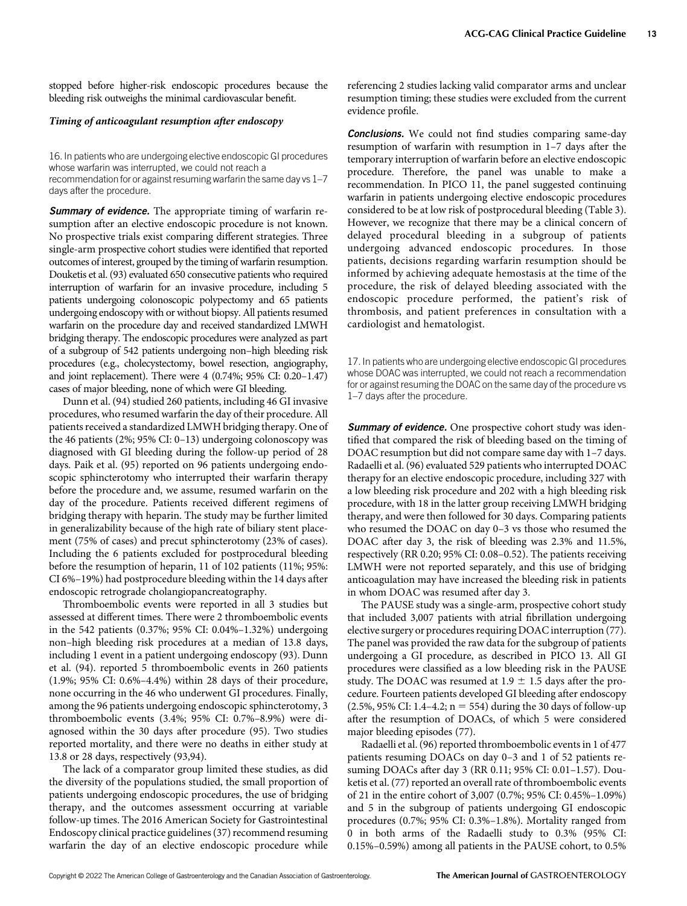stopped before higher-risk endoscopic procedures because the bleeding risk outweighs the minimal cardiovascular benefit.

### *Timing of anticoagulant resumption after endoscopy*

16. In patients who are undergoing elective endoscopic GI procedures whose warfarin was interrupted, we could not reach a recommendation for or against resuming warfarin the same day vs 1–7 days after the procedure.

***Summary of evidence.*** The appropriate timing of warfarin resumption after an elective endoscopic procedure is not known. No prospective trials exist comparing different strategies. Three single-arm prospective cohort studies were identified that reported outcomes of interest, grouped by the timing of warfarin resumption. Douketis et al. (93) evaluated 650 consecutive patients who required interruption of warfarin for an invasive procedure, including 5 patients undergoing colonoscopic polypectomy and 65 patients undergoing endoscopy with or without biopsy. All patients resumed warfarin on the procedure day and received standardized LMWH bridging therapy. The endoscopic procedures were analyzed as part of a subgroup of 542 patients undergoing non–high bleeding risk procedures (e.g., cholecystectomy, bowel resection, angiography, and joint replacement). There were 4 (0.74%; 95% CI: 0.20–1.47) cases of major bleeding, none of which were GI bleeding.

Dunn et al. (94) studied 260 patients, including 46 GI invasive procedures, who resumed warfarin the day of their procedure. All patients received a standardized LMWH bridging therapy. One of the 46 patients (2%; 95% CI: 0–13) undergoing colonoscopy was diagnosed with GI bleeding during the follow-up period of 28 days. Paik et al. (95) reported on 96 patients undergoing endoscopic sphincterotomy who interrupted their warfarin therapy before the procedure and, we assume, resumed warfarin on the day of the procedure. Patients received different regimens of bridging therapy with heparin. The study may be further limited in generalizability because of the high rate of biliary stent placement (75% of cases) and precut sphincterotomy (23% of cases). Including the 6 patients excluded for postprocedural bleeding before the resumption of heparin, 11 of 102 patients (11%; 95%: CI 6%–19%) had postprocedure bleeding within the 14 days after endoscopic retrograde cholangiopancreatography.

Thromboembolic events were reported in all 3 studies but assessed at different times. There were 2 thromboembolic events in the 542 patients (0.37%; 95% CI: 0.04%–1.32%) undergoing non–high bleeding risk procedures at a median of 13.8 days, including 1 event in a patient undergoing endoscopy (93). Dunn et al. (94). reported 5 thromboembolic events in 260 patients (1.9%; 95% CI: 0.6%–4.4%) within 28 days of their procedure, none occurring in the 46 who underwent GI procedures. Finally, among the 96 patients undergoing endoscopic sphincterotomy, 3 thromboembolic events (3.4%; 95% CI: 0.7%–8.9%) were diagnosed within the 30 days after procedure (95). Two studies reported mortality, and there were no deaths in either study at 13.8 or 28 days, respectively (93,94).

The lack of a comparator group limited these studies, as did the diversity of the populations studied, the small proportion of patients undergoing endoscopic procedures, the use of bridging therapy, and the outcomes assessment occurring at variable follow-up times. The 2016 American Society for Gastrointestinal Endoscopy clinical practice guidelines (37) recommend resuming warfarin the day of an elective endoscopic procedure while referencing 2 studies lacking valid comparator arms and unclear resumption timing; these studies were excluded from the current evidence profile.

***Conclusions.*** We could not find studies comparing same-day resumption of warfarin with resumption in 1–7 days after the temporary interruption of warfarin before an elective endoscopic procedure. Therefore, the panel was unable to make a recommendation. In PICO 11, the panel suggested continuing warfarin in patients undergoing elective endoscopic procedures considered to be at low risk of postprocedural bleeding (Table 3). However, we recognize that there may be a clinical concern of delayed procedural bleeding in a subgroup of patients undergoing advanced endoscopic procedures. In those patients, decisions regarding warfarin resumption should be informed by achieving adequate hemostasis at the time of the procedure, the risk of delayed bleeding associated with the endoscopic procedure performed, the patient's risk of thrombosis, and patient preferences in consultation with a cardiologist and hematologist.

17. In patients who are undergoing elective endoscopic GI procedures whose DOAC was interrupted, we could not reach a recommendation for or against resuming the DOAC on the same day of the procedure vs 1–7 days after the procedure.

***Summary of evidence.*** One prospective cohort study was identified that compared the risk of bleeding based on the timing of DOAC resumption but did not compare same day with 1–7 days. Radaelli et al. (96) evaluated 529 patients who interrupted DOAC therapy for an elective endoscopic procedure, including 327 with a low bleeding risk procedure and 202 with a high bleeding risk procedure, with 18 in the latter group receiving LMWH bridging therapy, and were then followed for 30 days. Comparing patients who resumed the DOAC on day 0–3 vs those who resumed the DOAC after day 3, the risk of bleeding was 2.3% and 11.5%, respectively (RR 0.20; 95% CI: 0.08–0.52). The patients receiving LMWH were not reported separately, and this use of bridging anticoagulation may have increased the bleeding risk in patients in whom DOAC was resumed after day 3.

The PAUSE study was a single-arm, prospective cohort study that included 3,007 patients with atrial fibrillation undergoing elective surgery or procedures requiring DOAC interruption (77). The panel was provided the raw data for the subgroup of patients undergoing a GI procedure, as described in PICO 13. All GI procedures were classified as a low bleeding risk in the PAUSE study. The DOAC was resumed at $1.9 \pm 1.5$ days after the procedure. Fourteen patients developed GI bleeding after endoscopy (2.5%, 95% CI: 1.4–4.2; n = 554) during the 30 days of follow-up after the resumption of DOACs, of which 5 were considered major bleeding episodes (77).

Radaelli et al. (96) reported thromboembolic events in 1 of 477 patients resuming DOACs on day 0–3 and 1 of 52 patients resuming DOACs after day 3 (RR 0.11; 95% CI: 0.01–1.57). Douketis et al. (77) reported an overall rate of thromboembolic events of 21 in the entire cohort of 3,007 (0.7%; 95% CI: 0.45%–1.09%) and 5 in the subgroup of patients undergoing GI endoscopic procedures (0.7%; 95% CI: 0.3%–1.8%). Mortality ranged from 0 in both arms of the Radaelli study to 0.3% (95% CI: 0.15%–0.59%) among all patients in the PAUSE cohort, to 0.5%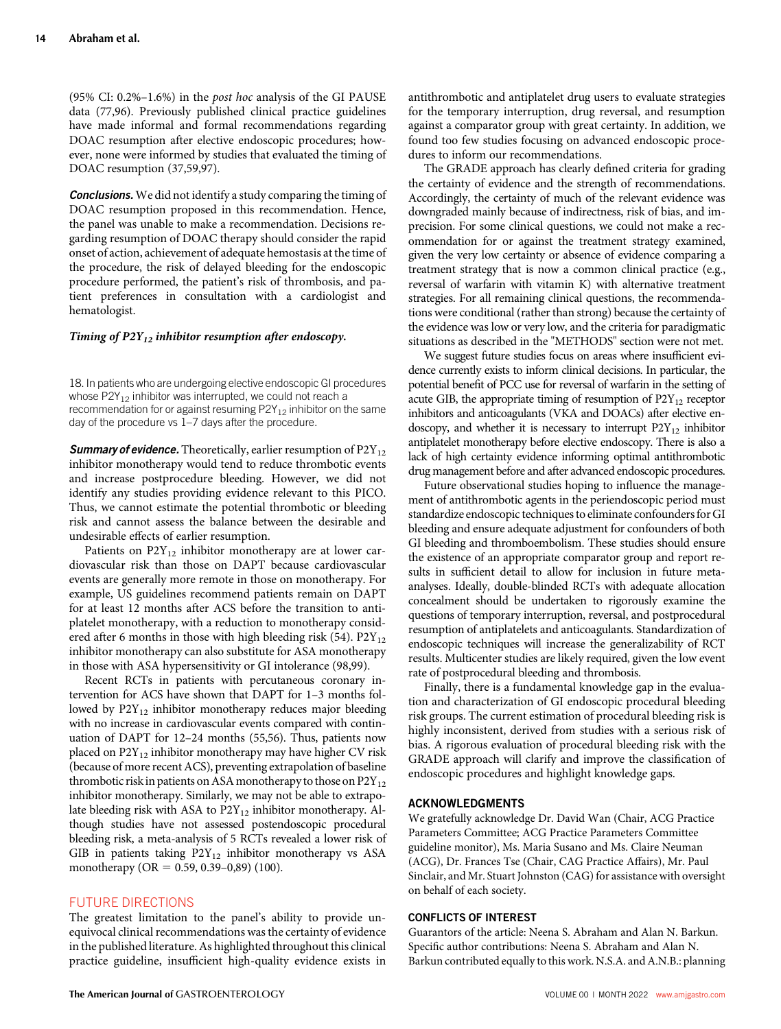(95% CI: 0.2%–1.6%) in the *post hoc* analysis of the GI PAUSE data (77,96). Previously published clinical practice guidelines have made informal and formal recommendations regarding DOAC resumption after elective endoscopic procedures; however, none were informed by studies that evaluated the timing of DOAC resumption (37,59,97).

***Conclusions.*** We did not identify a study comparing the timing of DOAC resumption proposed in this recommendation. Hence, the panel was unable to make a recommendation. Decisions regarding resumption of DOAC therapy should consider the rapid onset of action, achievement of adequate hemostasis at the time of the procedure, the risk of delayed bleeding for the endoscopic procedure performed, the patient's risk of thrombosis, and patient preferences in consultation with a cardiologist and hematologist.

#### *Timing of $P2Y_{12}$ inhibitor resumption after endoscopy.*

18. In patients who are undergoing elective endoscopic GI procedures whose $P2Y_{12}$ inhibitor was interrupted, we could not reach a recommendation for or against resuming $P2Y_{12}$ inhibitor on the same day of the procedure vs 1–7 days after the procedure.

***Summary of evidence.*** Theoretically, earlier resumption of $P2Y_{12}$ inhibitor monotherapy would tend to reduce thrombotic events and increase postprocedure bleeding. However, we did not identify any studies providing evidence relevant to this PICO. Thus, we cannot estimate the potential thrombotic or bleeding risk and cannot assess the balance between the desirable and undesirable effects of earlier resumption.

Patients on $P2Y_{12}$ inhibitor monotherapy are at lower cardiovascular risk than those on DAPT because cardiovascular events are generally more remote in those on monotherapy. For example, US guidelines recommend patients remain on DAPT for at least 12 months after ACS before the transition to antiplatelet monotherapy, with a reduction to monotherapy considered after 6 months in those with high bleeding risk (54). $P2Y_{12}$ inhibitor monotherapy can also substitute for ASA monotherapy in those with ASA hypersensitivity or GI intolerance (98,99).

Recent RCTs in patients with percutaneous coronary intervention for ACS have shown that DAPT for 1–3 months followed by $P2Y_{12}$ inhibitor monotherapy reduces major bleeding with no increase in cardiovascular events compared with continuation of DAPT for 12–24 months (55,56). Thus, patients now placed on $P2Y_{12}$ inhibitor monotherapy may have higher CV risk (because of more recent ACS), preventing extrapolation of baseline thrombotic risk in patients on ASA monotherapy to those on $P2Y_{12}$ inhibitor monotherapy. Similarly, we may not be able to extrapolate bleeding risk with ASA to $P2Y_{12}$ inhibitor monotherapy. Although studies have not assessed postendoscopic procedural bleeding risk, a meta-analysis of 5 RCTs revealed a lower risk of GIB in patients taking $P2Y_{12}$ inhibitor monotherapy vs ASA monotherapy (OR = 0.59, 0.39–0,89) (100).

## FUTURE DIRECTIONS

The greatest limitation to the panel's ability to provide unequivocal clinical recommendations was the certainty of evidence in the published literature. As highlighted throughout this clinical practice guideline, insufficient high-quality evidence exists in antithrombotic and antiplatelet drug users to evaluate strategies for the temporary interruption, drug reversal, and resumption against a comparator group with great certainty. In addition, we found too few studies focusing on advanced endoscopic procedures to inform our recommendations.

The GRADE approach has clearly defined criteria for grading the certainty of evidence and the strength of recommendations. Accordingly, the certainty of much of the relevant evidence was downgraded mainly because of indirectness, risk of bias, and imprecision. For some clinical questions, we could not make a recommendation for or against the treatment strategy examined, given the very low certainty or absence of evidence comparing a treatment strategy that is now a common clinical practice (e.g., reversal of warfarin with vitamin K) with alternative treatment strategies. For all remaining clinical questions, the recommendations were conditional (rather than strong) because the certainty of the evidence was low or very low, and the criteria for paradigmatic situations as described in the "METHODS" section were not met.

We suggest future studies focus on areas where insufficient evidence currently exists to inform clinical decisions. In particular, the potential benefit of PCC use for reversal of warfarin in the setting of acute GIB, the appropriate timing of resumption of $P2Y_{12}$ receptor inhibitors and anticoagulants (VKA and DOACs) after elective endoscopy, and whether it is necessary to interrupt $P2Y_{12}$ inhibitor antiplatelet monotherapy before elective endoscopy. There is also a lack of high certainty evidence informing optimal antithrombotic drug management before and after advanced endoscopic procedures.

Future observational studies hoping to influence the management of antithrombotic agents in the periendoscopic period must standardize endoscopic techniques to eliminate confounders for GI bleeding and ensure adequate adjustment for confounders of both GI bleeding and thromboembolism. These studies should ensure the existence of an appropriate comparator group and report results in sufficient detail to allow for inclusion in future meta-analyses. Ideally, double-blinded RCTs with adequate allocation concealment should be undertaken to rigorously examine the questions of temporary interruption, reversal, and postprocedural resumption of antiplatelets and anticoagulants. Standardization of endoscopic techniques will increase the generalizability of RCT results. Multicenter studies are likely required, given the low event rate of postprocedural bleeding and thrombosis.

Finally, there is a fundamental knowledge gap in the evaluation and characterization of GI endoscopic procedural bleeding risk groups. The current estimation of procedural bleeding risk is highly inconsistent, derived from studies with a serious risk of bias. A rigorous evaluation of procedural bleeding risk with the GRADE approach will clarify and improve the classification of endoscopic procedures and highlight knowledge gaps.

## ACKNOWLEDGMENTS

We gratefully acknowledge Dr. David Wan (Chair, ACG Practice Parameters Committee; ACG Practice Parameters Committee guideline monitor), Ms. Maria Susano and Ms. Claire Neuman (ACG), Dr. Frances Tse (Chair, CAG Practice Affairs), Mr. Paul Sinclair, and Mr. Stuart Johnston (CAG) for assistance with oversight on behalf of each society.

## CONFLICTS OF INTEREST

Guarantors of the article: Neena S. Abraham and Alan N. Barkun.
Specific author contributions: Neena S. Abraham and Alan N. Barkun contributed equally to this work. N.S.A. and A.N.B.: planning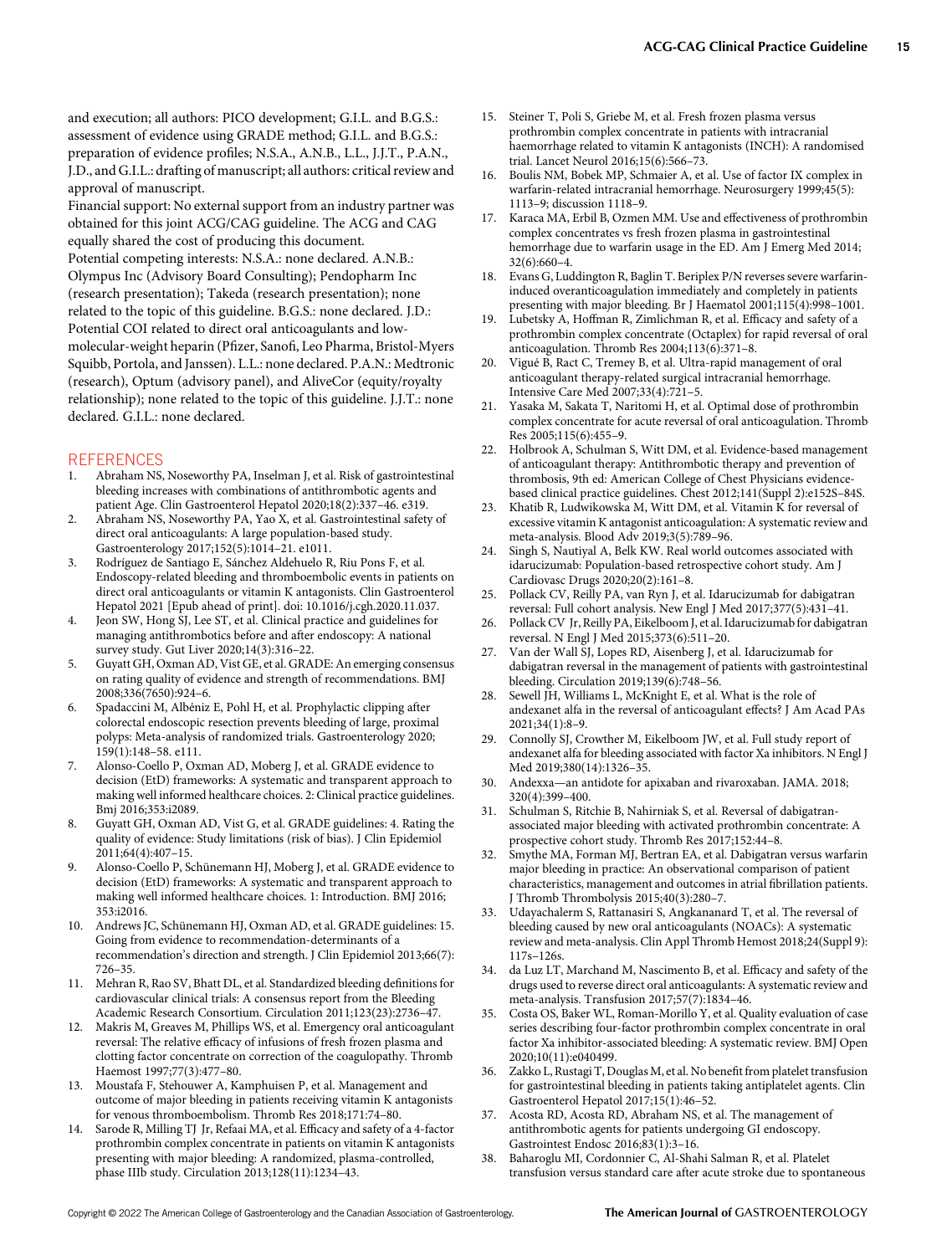and execution; all authors: PICO development; G.I.L. and B.G.S.: assessment of evidence using GRADE method; G.I.L. and B.G.S.: preparation of evidence profiles; N.S.A., A.N.B., L.L., J.J.T., P.A.N., J.D., and G.I.L.: drafting of manuscript; all authors: critical review and approval of manuscript.

Financial support: No external support from an industry partner was obtained for this joint ACG/CAG guideline. The ACG and CAG equally shared the cost of producing this document.

Potential competing interests: N.S.A.: none declared. A.N.B.: Olympus Inc (Advisory Board Consulting); Pendopharm Inc (research presentation); Takeda (research presentation); none related to the topic of this guideline. B.G.S.: none declared. J.D.: Potential COI related to direct oral anticoagulants and low-molecular-weight heparin (Pfizer, Sanofi, Leo Pharma, Bristol-Myers Squibb, Portola, and Janssen). L.L.: none declared. P.A.N.: Medtronic (research), Optum (advisory panel), and AliveCor (equity/royalty relationship); none related to the topic of this guideline. J.J.T.: none declared. G.I.L.: none declared.

## REFERENCES

1. Abraham NS, Noseworthy PA, Inselman J, et al. Risk of gastrointestinal bleeding increases with combinations of antithrombotic agents and patient Age. Clin Gastroenterol Hepatol 2020;18(2):337–46. e319.
2. Abraham NS, Noseworthy PA, Yao X, et al. Gastrointestinal safety of direct oral anticoagulants: A large population-based study. Gastroenterology 2017;152(5):1014–21. e1011.
3. Rodríguez de Santiago E, Sánchez Aldehuelo R, Riu Pons F, et al. Endoscopy-related bleeding and thromboembolic events in patients on direct oral anticoagulants or vitamin K antagonists. Clin Gastroenterol Hepatol 2021 [Epub ahead of print]. doi: 10.1016/j.cgh.2020.11.037.
4. Jeon SW, Hong SJ, Lee ST, et al. Clinical practice and guidelines for managing antithrombotics before and after endoscopy: A national survey study. Gut Liver 2020;14(3):316–22.
5. Guyatt GH, Oxman AD, Vist GE, et al. GRADE: An emerging consensus on rating quality of evidence and strength of recommendations. BMJ 2008;336(7650):924–6.
6. Spadaccini M, Albéniz E, Pohl H, et al. Prophylactic clipping after colorectal endoscopic resection prevents bleeding of large, proximal polyps: Meta-analysis of randomized trials. Gastroenterology 2020; 159(1):148–58. e111.
7. Alonso-Coello P, Oxman AD, Moberg J, et al. GRADE evidence to decision (EtD) frameworks: A systematic and transparent approach to making well informed healthcare choices. 2: Clinical practice guidelines. Bmj 2016;353:i2089.
8. Guyatt GH, Oxman AD, Vist G, et al. GRADE guidelines: 4. Rating the quality of evidence: Study limitations (risk of bias). J Clin Epidemiol 2011;64(4):407–15.
9. Alonso-Coello P, Schünemann HJ, Moberg J, et al. GRADE evidence to decision (EtD) frameworks: A systematic and transparent approach to making well informed healthcare choices. 1: Introduction. BMJ 2016; 353:i2016.
10. Andrews JC, Schünemann HJ, Oxman AD, et al. GRADE guidelines: 15. Going from evidence to recommendation-determinants of a recommendation's direction and strength. J Clin Epidemiol 2013;66(7): 726–35.
11. Mehran R, Rao SV, Bhatt DL, et al. Standardized bleeding definitions for cardiovascular clinical trials: A consensus report from the Bleeding Academic Research Consortium. Circulation 2011;123(23):2736–47.
12. Makris M, Greaves M, Phillips WS, et al. Emergency oral anticoagulant reversal: The relative efficacy of infusions of fresh frozen plasma and clotting factor concentrate on correction of the coagulopathy. Thromb Haemost 1997;77(3):477–80.
13. Moustafa F, Stehouwer A, Kamphuisen P, et al. Management and outcome of major bleeding in patients receiving vitamin K antagonists for venous thromboembolism. Thromb Res 2018;171:74–80.
14. Sarode R, Milling TJ Jr, Refaai MA, et al. Efficacy and safety of a 4-factor prothrombin complex concentrate in patients on vitamin K antagonists presenting with major bleeding: A randomized, plasma-controlled, phase IIIb study. Circulation 2013;128(11):1234–43.
15. Steiner T, Poli S, Griebe M, et al. Fresh frozen plasma versus prothrombin complex concentrate in patients with intracranial haemorrhage related to vitamin K antagonists (INCH): A randomised trial. Lancet Neurol 2016;15(6):566–73.
16. Boulis NM, Bobek MP, Schmaier A, et al. Use of factor IX complex in warfarin-related intracranial hemorrhage. Neurosurgery 1999;45(5): 1113–9; discussion 1118–9.
17. Karaca MA, Erbil B, Ozmen MM. Use and effectiveness of prothrombin complex concentrates vs fresh frozen plasma in gastrointestinal hemorrhage due to warfarin usage in the ED. Am J Emerg Med 2014; 32(6):660–4.
18. Evans G, Luddington R, Baglin T. Beriplex P/N reverses severe warfarin-induced overanticoagulation immediately and completely in patients presenting with major bleeding. Br J Haematol 2001;115(4):998–1001.
19. Lubetsky A, Hoffman R, Zimlichman R, et al. Efficacy and safety of a prothrombin complex concentrate (Octaplex) for rapid reversal of oral anticoagulation. Thromb Res 2004;113(6):371–8.
20. Vigué B, Ract C, Tremey B, et al. Ultra-rapid management of oral anticoagulant therapy-related surgical intracranial hemorrhage. Intensive Care Med 2007;33(4):721–5.
21. Yasaka M, Sakata T, Naritomi H, et al. Optimal dose of prothrombin complex concentrate for acute reversal of oral anticoagulation. Thromb Res 2005;115(6):455–9.
22. Holbrook A, Schulman S, Witt DM, et al. Evidence-based management of anticoagulant therapy: Antithrombotic therapy and prevention of thrombosis, 9th ed: American College of Chest Physicians evidence-based clinical practice guidelines. Chest 2012;141(Suppl 2):e152S–84S.
23. Khatib R, Ludwikowska M, Witt DM, et al. Vitamin K for reversal of excessive vitamin K antagonist anticoagulation: A systematic review and meta-analysis. Blood Adv 2019;3(5):789–96.
24. Singh S, Nautiyal A, Belk KW. Real world outcomes associated with idarucizumab: Population-based retrospective cohort study. Am J Cardiovasc Drugs 2020;20(2):161–8.
25. Pollack CV, Reilly PA, van Ryn J, et al. Idarucizumab for dabigatran reversal: Full cohort analysis. New Engl J Med 2017;377(5):431–41.
26. Pollack CV Jr, Reilly PA, Eikelboom J, et al. Idarucizumab for dabigatran reversal. N Engl J Med 2015;373(6):511–20.
27. Van der Wall SJ, Lopes RD, Aisenberg J, et al. Idarucizumab for dabigatran reversal in the management of patients with gastrointestinal bleeding. Circulation 2019;139(6):748–56.
28. Sewell JH, Williams L, McKnight E, et al. What is the role of andexanet alfa in the reversal of anticoagulant effects? J Am Acad PAs 2021;34(1):8–9.
29. Connolly SJ, Crowther M, Eikelboom JW, et al. Full study report of andexanet alfa for bleeding associated with factor Xa inhibitors. N Engl J Med 2019;380(14):1326–35.
30. Andexxa—an antidote for apixaban and rivaroxaban. JAMA. 2018; 320(4):399–400.
31. Schulman S, Ritchie B, Nahirniak S, et al. Reversal of dabigatran-associated major bleeding with activated prothrombin concentrate: A prospective cohort study. Thromb Res 2017;152:44–8.
32. Smythe MA, Forman MJ, Bertran EA, et al. Dabigatran versus warfarin major bleeding in practice: An observational comparison of patient characteristics, management and outcomes in atrial fibrillation patients. J Thromb Thrombolysis 2015;40(3):280–7.
33. Udayachalerm S, Rattanasiri S, Angkananard T, et al. The reversal of bleeding caused by new oral anticoagulants (NOACs): A systematic review and meta-analysis. Clin Appl Thromb Hemost 2018;24(Suppl 9): 117s–126s.
34. da Luz LT, Marchand M, Nascimento B, et al. Efficacy and safety of the drugs used to reverse direct oral anticoagulants: A systematic review and meta-analysis. Transfusion 2017;57(7):1834–46.
35. Costa OS, Baker WL, Roman-Morillo Y, et al. Quality evaluation of case series describing four-factor prothrombin complex concentrate in oral factor Xa inhibitor-associated bleeding: A systematic review. BMJ Open 2020;10(11):e040499.
36. Zakko L, Rustagi T, Douglas M, et al. No benefit from platelet transfusion for gastrointestinal bleeding in patients taking antiplatelet agents. Clin Gastroenterol Hepatol 2017;15(1):46–52.
37. Acosta RD, Acosta RD, Abraham NS, et al. The management of antithrombotic agents for patients undergoing GI endoscopy. Gastrointest Endosc 2016;83(1):3–16.
38. Baharoglu MI, Cordonnier C, Al-Shahi Salman R, et al. Platelet transfusion versus standard care after acute stroke due to spontaneous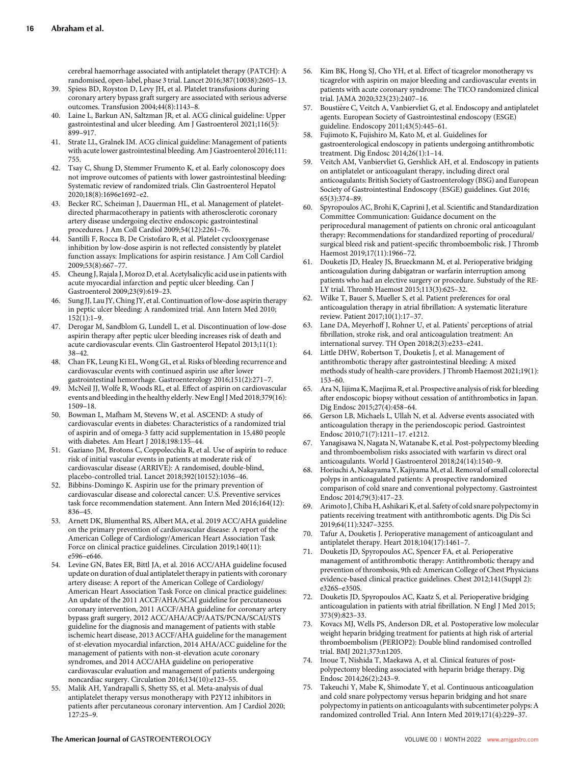cerebral haemorrhage associated with antiplatelet therapy (PATCH): A randomised, open-label, phase 3 trial. Lancet 2016;387(10038):2605–13.

39. Spiess BD, Royston D, Levy JH, et al. Platelet transfusions during coronary artery bypass graft surgery are associated with serious adverse outcomes. Transfusion 2004;44(8):1143–8.
40. Laine L, Barkun AN, Saltzman JR, et al. ACG clinical guideline: Upper gastrointestinal and ulcer bleeding. Am J Gastroenterol 2021;116(5): 899–917.
41. Strate LL, Gralnek IM. ACG clinical guideline: Management of patients with acute lower gastrointestinal bleeding. Am J Gastroenterol 2016;111: 755.
42. Tsay C, Shung D, Stemmer Frumento K, et al. Early colonoscopy does not improve outcomes of patients with lower gastrointestinal bleeding: Systematic review of randomized trials. Clin Gastroenterol Hepatol 2020;18(8):1696e1692–e2.
43. Becker RC, Scheiman J, Dauerman HL, et al. Management of platelet-directed pharmacotherapy in patients with atherosclerotic coronary artery disease undergoing elective endoscopic gastrointestinal procedures. J Am Coll Cardiol 2009;54(12):2261–76.
44. Santilli F, Rocca B, De Cristofaro R, et al. Platelet cyclooxygenase inhibition by low-dose aspirin is not reflected consistently by platelet function assays: Implications for aspirin resistance. J Am Coll Cardiol 2009;53(8):667–77.
45. Cheung J, Rajala J, Moroz D, et al. Acetylsalicylic acid use in patients with acute myocardial infarction and peptic ulcer bleeding. Can J Gastroenterol 2009;23(9):619–23.
46. Sung JJ, Lau JY, Ching JY, et al. Continuation of low-dose aspirin therapy in peptic ulcer bleeding: A randomized trial. Ann Intern Med 2010; 152(1):1–9.
47. Derogar M, Sandblom G, Lundell L, et al. Discontinuation of low-dose aspirin therapy after peptic ulcer bleeding increases risk of death and acute cardiovascular events. Clin Gastroenterol Hepatol 2013;11(1): 38–42.
48. Chan FK, Leung Ki EL, Wong GL, et al. Risks of bleeding recurrence and cardiovascular events with continued aspirin use after lower gastrointestinal hemorrhage. Gastroenterology 2016;151(2):271–7.
49. McNeil JJ, Wolfe R, Woods RL, et al. Effect of aspirin on cardiovascular events and bleeding in the healthy elderly. New Engl J Med 2018;379(16): 1509–18.
50. Bowman L, Mafham M, Stevens W, et al. ASCEND: A study of cardiovascular events in diabetes: Characteristics of a randomized trial of aspirin and of omega-3 fatty acid supplementation in 15,480 people with diabetes. Am Heart J 2018;198:135–44.
51. Gaziano JM, Brotons C, Coppolecchia R, et al. Use of aspirin to reduce risk of initial vascular events in patients at moderate risk of cardiovascular disease (ARRIVE): A randomised, double-blind, placebo-controlled trial. Lancet 2018;392(10152):1036–46.
52. Bibbins-Domingo K. Aspirin use for the primary prevention of cardiovascular disease and colorectal cancer: U.S. Preventive services task force recommendation statement. Ann Intern Med 2016;164(12): 836–45.
53. Arnett DK, Blumenthal RS, Albert MA, et al. 2019 ACC/AHA guideline on the primary prevention of cardiovascular disease: A report of the American College of Cardiology/American Heart Association Task Force on clinical practice guidelines. Circulation 2019;140(11): e596–e646.
54. Levine GN, Bates ER, Bittl JA, et al. 2016 ACC/AHA guideline focused update on duration of dual antiplatelet therapy in patients with coronary artery disease: A report of the American College of Cardiology/ American Heart Association Task Force on clinical practice guidelines: An update of the 2011 ACCF/AHA/SCAI guideline for percutaneous coronary intervention, 2011 ACCF/AHA guideline for coronary artery bypass graft surgery, 2012 ACC/AHA/ACP/AATS/PCNA/SCAI/STS guideline for the diagnosis and management of patients with stable ischemic heart disease, 2013 ACCF/AHA guideline for the management of st-elevation myocardial infarction, 2014 AHA/ACC guideline for the management of patients with non-st-elevation acute coronary syndromes, and 2014 ACC/AHA guideline on perioperative cardiovascular evaluation and management of patients undergoing noncardiac surgery. Circulation 2016;134(10):e123–55.
55. Malik AH, Yandrapalli S, Shetty SS, et al. Meta-analysis of dual antiplatelet therapy versus monotherapy with P2Y12 inhibitors in patients after percutaneous coronary intervention. Am J Cardiol 2020; 127:25–9.
56. Kim BK, Hong SJ, Cho YH, et al. Effect of ticagrelor monotherapy vs ticagrelor with aspirin on major bleeding and cardiovascular events in patients with acute coronary syndrome: The TICO randomized clinical trial. JAMA 2020;323(23):2407–16.
57. Boustière C, Veitch A, Vanbiervliet G, et al. Endoscopy and antiplatelet agents. European Society of Gastrointestinal endoscopy (ESGE) guideline. Endoscopy 2011;43(5):445–61.
58. Fujimoto K, Fujishiro M, Kato M, et al. Guidelines for gastroenterological endoscopy in patients undergoing antithrombotic treatment. Dig Endosc 2014;26(1):1–14.
59. Veitch AM, Vanbiervliet G, Gershlick AH, et al. Endoscopy in patients on antiplatelet or anticoagulant therapy, including direct oral anticoagulants: British Society of Gastroenterology (BSG) and European Society of Gastrointestinal Endoscopy (ESGE) guidelines. Gut 2016; 65(3):374–89.
60. Spyropoulos AC, Brohi K, Caprini J, et al. Scientific and Standardization Committee Communication: Guidance document on the periprocedural management of patients on chronic oral anticoagulant therapy: Recommendations for standardized reporting of procedural/ surgical bleed risk and patient-specific thromboembolic risk. J Thromb Haemost 2019;17(11):1966–72.
61. Douketis JD, Healey JS, Brueckmann M, et al. Perioperative bridging anticoagulation during dabigatran or warfarin interruption among patients who had an elective surgery or procedure. Substudy of the RE-LY trial. Thromb Haemost 2015;113(3):625–32.
62. Wilke T, Bauer S, Mueller S, et al. Patient preferences for oral anticoagulation therapy in atrial fibrillation: A systematic literature review. Patient 2017;10(1):17–37.
63. Lane DA, Meyerhoff J, Rohner U, et al. Patients' perceptions of atrial fibrillation, stroke risk, and oral anticoagulation treatment: An international survey. TH Open 2018;2(3):e233–e241.
64. Little DHW, Robertson T, Douketis J, et al. Management of antithrombotic therapy after gastrointestinal bleeding: A mixed methods study of health-care providers. J Thromb Haemost 2021;19(1): 153–60.
65. Ara N, Iijima K, Maejima R, et al. Prospective analysis of risk for bleeding after endoscopic biopsy without cessation of antithrombotics in Japan. Dig Endosc 2015;27(4):458–64.
66. Gerson LB, Michaels L, Ullah N, et al. Adverse events associated with anticoagulation therapy in the periendoscopic period. Gastrointest Endosc 2010;71(7):1211–17. e1212.
67. Yanagisawa N, Nagata N, Watanabe K, et al. Post-polypectomy bleeding and thromboembolism risks associated with warfarin vs direct oral anticoagulants. World J Gastroenterol 2018;24(14):1540–9.
68. Horiuchi A, Nakayama Y, Kajiyama M, et al. Removal of small colorectal polyps in anticoagulated patients: A prospective randomized comparison of cold snare and conventional polypectomy. Gastrointest Endosc 2014;79(3):417–23.
69. Arimoto J, Chiba H, Ashikari K, et al. Safety of cold snare polypectomy in patients receiving treatment with antithrombotic agents. Dig Dis Sci 2019;64(11):3247–3255.
70. Tafur A, Douketis J. Perioperative management of anticoagulant and antiplatelet therapy. Heart 2018;104(17):1461–7.
71. Douketis JD, Spyropoulos AC, Spencer FA, et al. Perioperative management of antithrombotic therapy: Antithrombotic therapy and prevention of thrombosis, 9th ed: American College of Chest Physicians evidence-based clinical practice guidelines. Chest 2012;141(Suppl 2): e326S–e350S.
72. Douketis JD, Spyropoulos AC, Kaatz S, et al. Perioperative bridging anticoagulation in patients with atrial fibrillation. N Engl J Med 2015; 373(9):823–33.
73. Kovacs MJ, Wells PS, Anderson DR, et al. Postoperative low molecular weight heparin bridging treatment for patients at high risk of arterial thromboembolism (PERIOP2): Double blind randomised controlled trial. BMJ 2021;373:n1205.
74. Inoue T, Nishida T, Maekawa A, et al. Clinical features of post-polypectomy bleeding associated with heparin bridge therapy. Dig Endosc 2014;26(2):243–9.
75. Takeuchi Y, Mabe K, Shimodate Y, et al. Continuous anticoagulation and cold snare polypectomy versus heparin bridging and hot snare polypectomy in patients on anticoagulants with subcentimeter polyps: A randomized controlled Trial. Ann Intern Med 2019;171(4):229–37.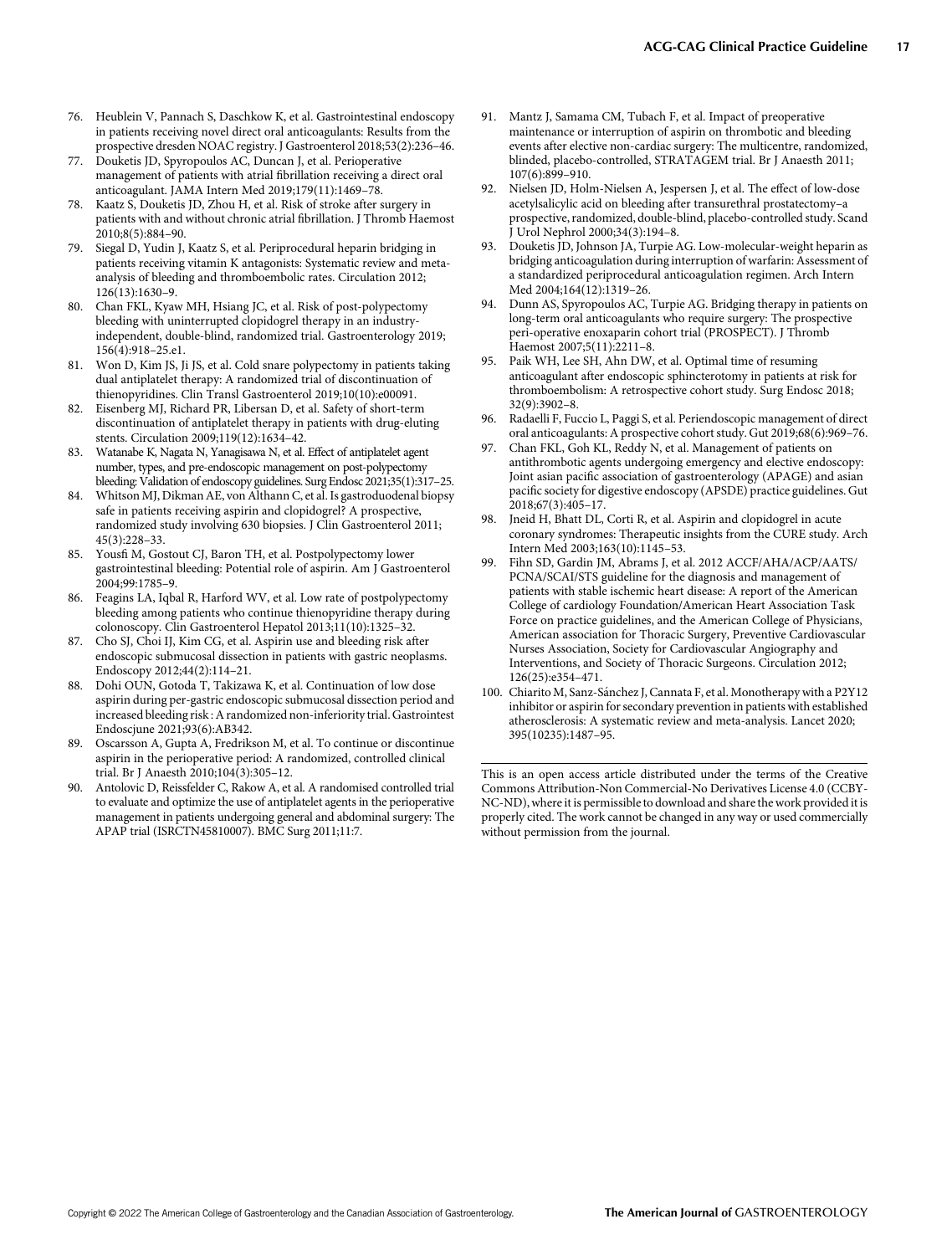76. Heublein V, Pannach S, Daschkow K, et al. Gastrointestinal endoscopy in patients receiving novel direct oral anticoagulants: Results from the prospective dresden NOAC registry. J Gastroenterol 2018;53(2):236–46.
77. Douketis JD, Spyropoulos AC, Duncan J, et al. Perioperative management of patients with atrial fibrillation receiving a direct oral anticoagulant. JAMA Intern Med 2019;179(11):1469–78.
78. Kaatz S, Douketis JD, Zhou H, et al. Risk of stroke after surgery in patients with and without chronic atrial fibrillation. J Thromb Haemost 2010;8(5):884–90.
79. Siegal D, Yudin J, Kaatz S, et al. Periprocedural heparin bridging in patients receiving vitamin K antagonists: Systematic review and meta-analysis of bleeding and thromboembolic rates. Circulation 2012; 126(13):1630–9.
80. Chan FKL, Kyaw MH, Hsiang JC, et al. Risk of post-polypectomy bleeding with uninterrupted clopidogrel therapy in an industry-independent, double-blind, randomized trial. Gastroenterology 2019; 156(4):918–25.e1.
81. Won D, Kim JS, Ji JS, et al. Cold snare polypectomy in patients taking dual antiplatelet therapy: A randomized trial of discontinuation of thienopyridines. Clin Transl Gastroenterol 2019;10(10):e00091.
82. Eisenberg MJ, Richard PR, Libersan D, et al. Safety of short-term discontinuation of antiplatelet therapy in patients with drug-eluting stents. Circulation 2009;119(12):1634–42.
83. Watanabe K, Nagata N, Yanagisawa N, et al. Effect of antiplatelet agent number, types, and pre-endoscopic management on post-polypectomy bleeding: Validation of endoscopy guidelines. Surg Endosc 2021;35(1):317–25.
84. Whitson MJ, Dikman AE, von Althann C, et al. Is gastroduodenal biopsy safe in patients receiving aspirin and clopidogrel? A prospective, randomized study involving 630 biopsies. J Clin Gastroenterol 2011; 45(3):228–33.
85. Yousfi M, Gostout CJ, Baron TH, et al. Postpolypectomy lower gastrointestinal bleeding: Potential role of aspirin. Am J Gastroenterol 2004;99:1785–9.
86. Feagins LA, Iqbal R, Harford WV, et al. Low rate of postpolypectomy bleeding among patients who continue thienopyridine therapy during colonoscopy. Clin Gastroenterol Hepatol 2013;11(10):1325–32.
87. Cho SJ, Choi IJ, Kim CG, et al. Aspirin use and bleeding risk after endoscopic submucosal dissection in patients with gastric neoplasms. Endoscopy 2012;44(2):114–21.
88. Dohi OUN, Gotoda T, Takizawa K, et al. Continuation of low dose aspirin during per-gastric endoscopic submucosal dissection period and increased bleeding risk : A randomized non-inferiority trial. Gastrointest Endoscjune 2021;93(6):AB342.
89. Oscarsson A, Gupta A, Fredrikson M, et al. To continue or discontinue aspirin in the perioperative period: A randomized, controlled clinical trial. Br J Anaesth 2010;104(3):305–12.
90. Antolovic D, Reissfelder C, Rakow A, et al. A randomised controlled trial to evaluate and optimize the use of antiplatelet agents in the perioperative management in patients undergoing general and abdominal surgery: The APAP trial (ISRCTN45810007). BMC Surg 2011;11:7.
91. Mantz J, Samama CM, Tubach F, et al. Impact of preoperative maintenance or interruption of aspirin on thrombotic and bleeding events after elective non-cardiac surgery: The multicentre, randomized, blinded, placebo-controlled, STRATAGEM trial. Br J Anaesth 2011; 107(6):899–910.
92. Nielsen JD, Holm-Nielsen A, Jespersen J, et al. The effect of low-dose acetylsalicylic acid on bleeding after transurethral prostatectomy–a prospective, randomized, double-blind, placebo-controlled study. Scand J Urol Nephrol 2000;34(3):194–8.
93. Douketis JD, Johnson JA, Turpie AG. Low-molecular-weight heparin as bridging anticoagulation during interruption of warfarin: Assessment of a standardized periprocedural anticoagulation regimen. Arch Intern Med 2004;164(12):1319–26.
94. Dunn AS, Spyropoulos AC, Turpie AG. Bridging therapy in patients on long-term oral anticoagulants who require surgery: The prospective peri-operative enoxaparin cohort trial (PROSPECT). J Thromb Haemost 2007;5(11):2211–8.
95. Paik WH, Lee SH, Ahn DW, et al. Optimal time of resuming anticoagulant after endoscopic sphincterotomy in patients at risk for thromboembolism: A retrospective cohort study. Surg Endosc 2018; 32(9):3902–8.
96. Radaelli F, Fuccio L, Paggi S, et al. Periendoscopic management of direct oral anticoagulants: A prospective cohort study. Gut 2019;68(6):969–76.
97. Chan FKL, Goh KL, Reddy N, et al. Management of patients on antithrombotic agents undergoing emergency and elective endoscopy: Joint asian pacific association of gastroenterology (APAGE) and asian pacific society for digestive endoscopy (APSDE) practice guidelines. Gut 2018;67(3):405–17.
98. Jneid H, Bhatt DL, Corti R, et al. Aspirin and clopidogrel in acute coronary syndromes: Therapeutic insights from the CURE study. Arch Intern Med 2003;163(10):1145–53.
99. Fihn SD, Gardin JM, Abrams J, et al. 2012 ACCF/AHA/ACP/AATS/PCNA/SCAI/STS guideline for the diagnosis and management of patients with stable ischemic heart disease: A report of the American College of cardiology Foundation/American Heart Association Task Force on practice guidelines, and the American College of Physicians, American association for Thoracic Surgery, Preventive Cardiovascular Nurses Association, Society for Cardiovascular Angiography and Interventions, and Society of Thoracic Surgeons. Circulation 2012; 126(25):e354–471.
100. Chiarito M, Sanz-Sánchez J, Cannata F, et al. Monotherapy with a P2Y12 inhibitor or aspirin for secondary prevention in patients with established atherosclerosis: A systematic review and meta-analysis. Lancet 2020; 395(10235):1487–95.

---

This is an open access article distributed under the terms of the Creative Commons Attribution-Non Commercial-No Derivatives License 4.0 (CCBY-NC-ND), where it is permissible to download and share the work provided it is properly cited. The work cannot be changed in any way or used commercially without permission from the journal.